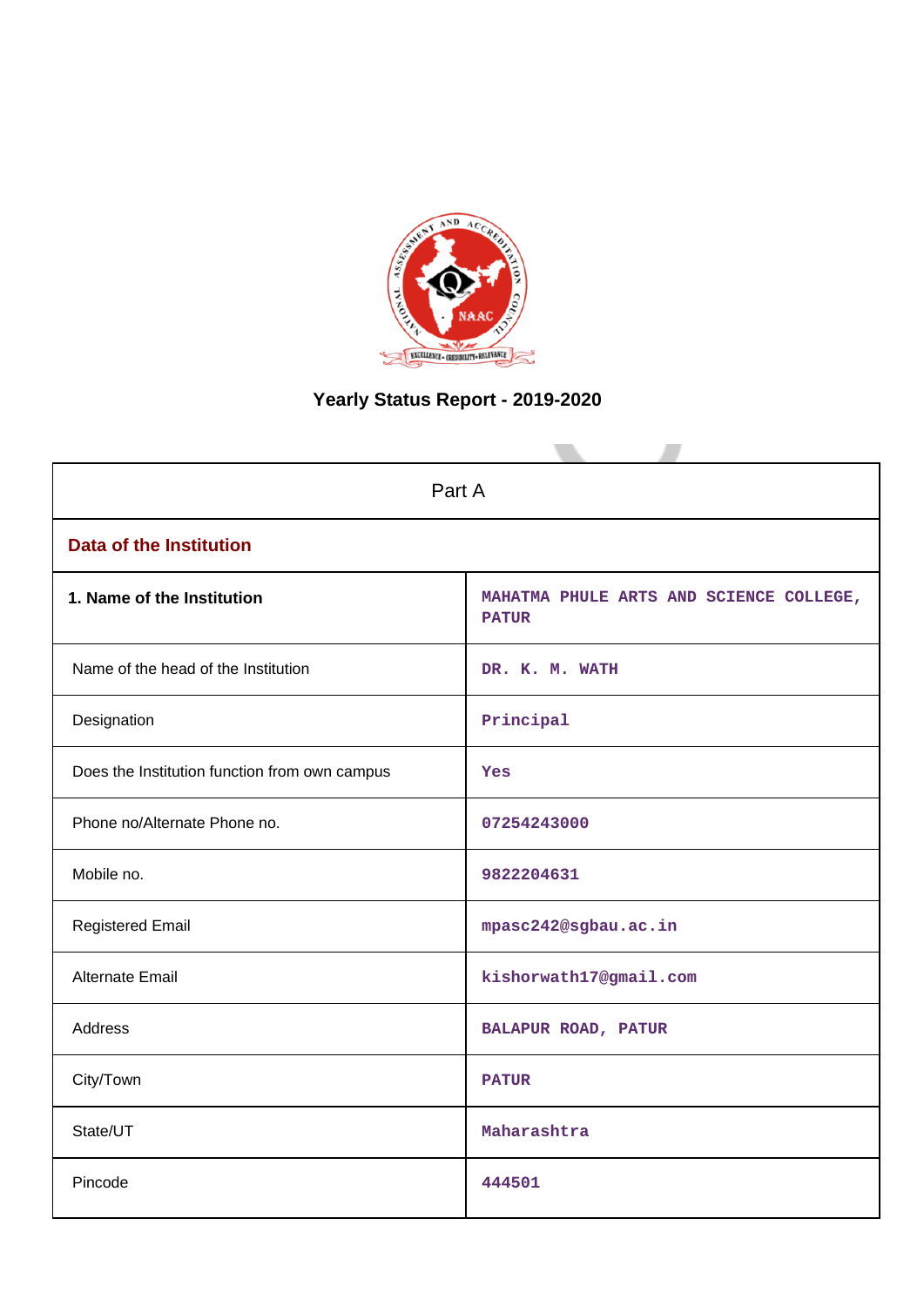# Yearly Status Report - 2019-2020

| Part A | |
|---|---|
| **Data of the Institution** | |
| **1. Name of the Institution** | MAHATMA PHULE ARTS AND SCIENCE COLLEGE, PATUR |
| Name of the head of the Institution | DR. K. M. WATH |
| Designation | Principal |
| Does the Institution function from own campus | Yes |
| Phone no/Alternate Phone no. | 07254243000 |
| Mobile no. | 9822204631 |
| Registered Email | mpasc242@sgbau.ac.in |
| Alternate Email | kishorwath17@gmail.com |
| Address | BALAPUR ROAD, PATUR |
| City/Town | PATUR |
| State/UT | Maharashtra |
| Pincode | 444501 |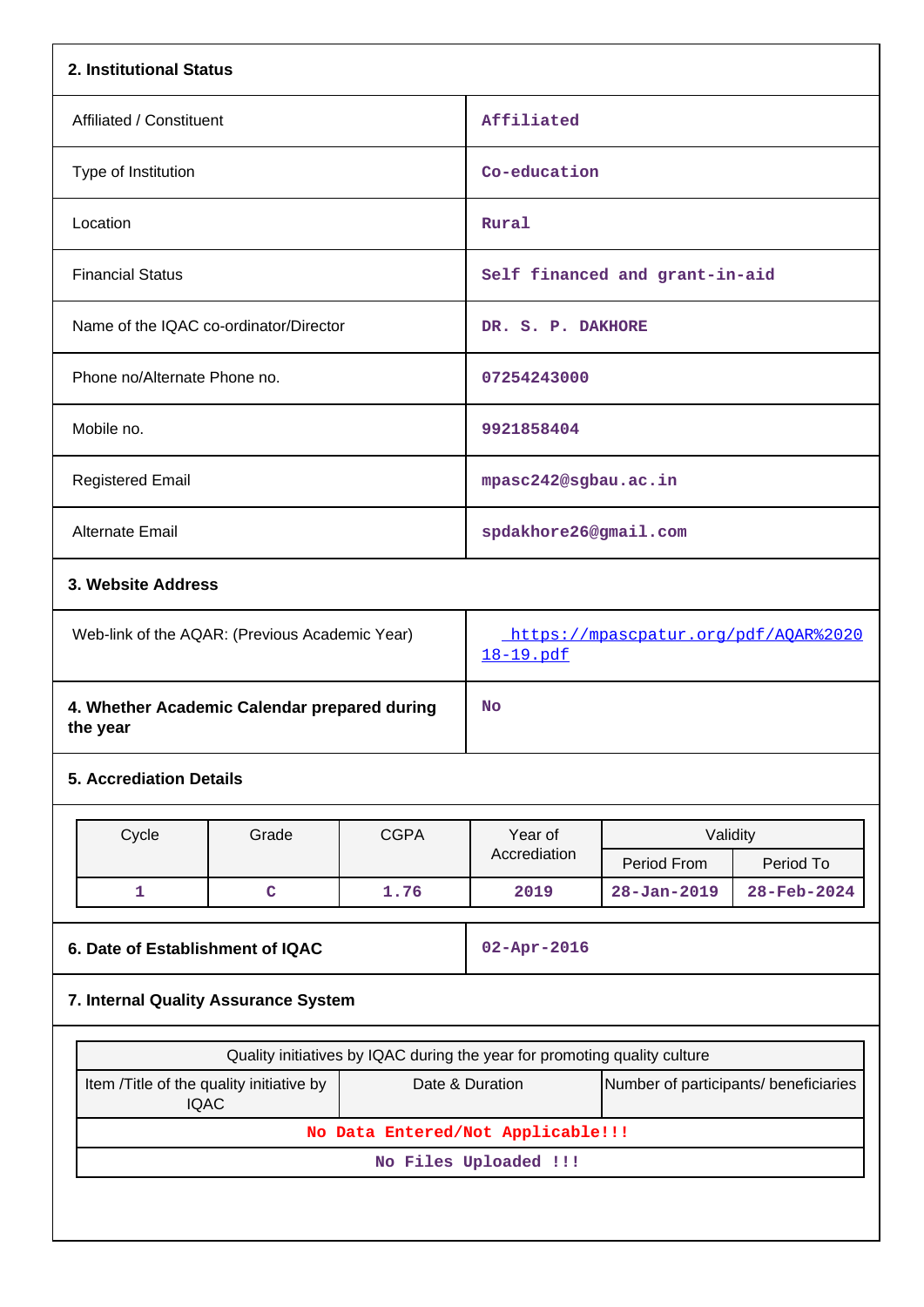**2. Institutional Status**

| | |
|---|---|
| Affiliated / Constituent | Affiliated |
| Type of Institution | Co-education |
| Location | Rural |
| Financial Status | Self financed and grant-in-aid |
| Name of the IQAC co-ordinator/Director | DR. S. P. DAKHORE |
| Phone no/Alternate Phone no. | 07254243000 |
| Mobile no. | 9921858404 |
| Registered Email | mpasc242@sgbau.ac.in |
| Alternate Email | spdakhore26@gmail.com |

**3. Website Address**

| | |
|---|---|
| Web-link of the AQAR: (Previous Academic Year) | https://mpascpatur.org/pdf/AQAR%202018-19.pdf |
| **4. Whether Academic Calendar prepared during the year** | No |

**5. Accrediation Details**

| Cycle | Grade | CGPA | Year of Accrediation | Validity | |
|---|---|---|---|---|---|
| | | | | Period From | Period To |
| 1 | C | 1.76 | 2019 | 28-Jan-2019 | 28-Feb-2024 |

| | |
|---|---|
| **6. Date of Establishment of IQAC** | 02-Apr-2016 |

**7. Internal Quality Assurance System**

| Quality initiatives by IQAC during the year for promoting quality culture | | |
|---|---|---|
| Item /Title of the quality initiative by IQAC | Date & Duration | Number of participants/ beneficiaries |
| No Data Entered/Not Applicable!!! | | |
| No Files Uploaded !!! | | |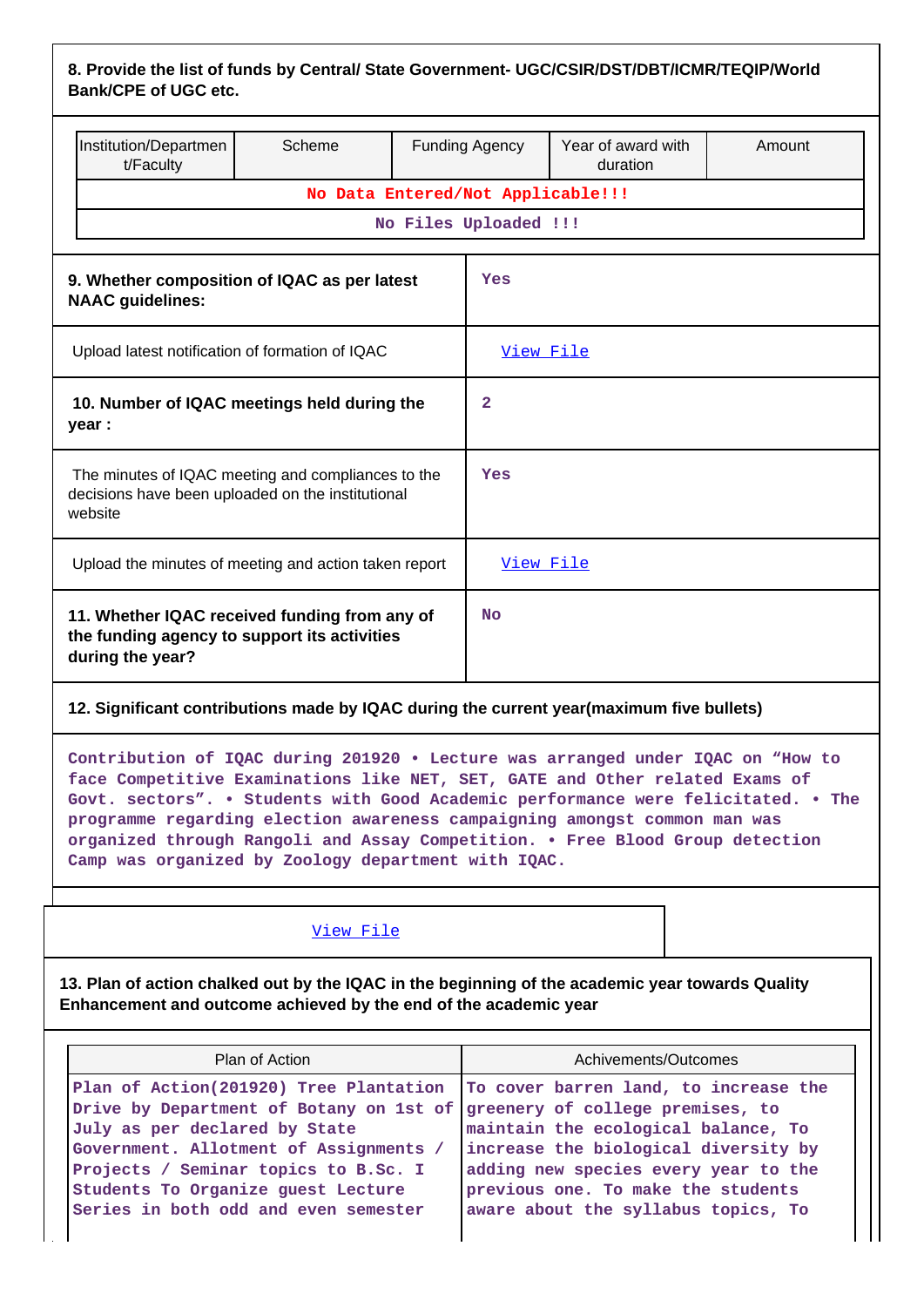**8. Provide the list of funds by Central/ State Government- UGC/CSIR/DST/DBT/ICMR/TEQIP/World Bank/CPE of UGC etc.**

| Institution/Department/Faculty | Scheme | Funding Agency | Year of award with duration | Amount |
|---|---|---|---|---|
| No Data Entered/Not Applicable!!! | | | | |
| No Files Uploaded !!! | | | | |

| | |
|---|---|
| **9. Whether composition of IQAC as per latest NAAC guidelines:** | Yes |
| Upload latest notification of formation of IQAC | View File |
| **10. Number of IQAC meetings held during the year :** | 2 |
| The minutes of IQAC meeting and compliances to the decisions have been uploaded on the institutional website | Yes |
| Upload the minutes of meeting and action taken report | View File |
| **11. Whether IQAC received funding from any of the funding agency to support its activities during the year?** | No |

**12. Significant contributions made by IQAC during the current year(maximum five bullets)**

Contribution of IQAC during 201920 • Lecture was arranged under IQAC on “How to face Competitive Examinations like NET, SET, GATE and Other related Exams of Govt. sectors”. • Students with Good Academic performance were felicitated. • The programme regarding election awareness campaigning amongst common man was organized through Rangoli and Assay Competition. • Free Blood Group detection Camp was organized by Zoology department with IQAC.

View File

**13. Plan of action chalked out by the IQAC in the beginning of the academic year towards Quality Enhancement and outcome achieved by the end of the academic year**

| Plan of Action | Achivements/Outcomes |
|---|---|
| Plan of Action(201920) Tree Plantation Drive by Department of Botany on 1st of July as per declared by State Government. Allotment of Assignments / Projects / Seminar topics to B.Sc. I Students To Organize guest Lecture Series in both odd and even semester | To cover barren land, to increase the greenery of college premises, to maintain the ecological balance, To increase the biological diversity by adding new species every year to the previous one. To make the students aware about the syllabus topics, To |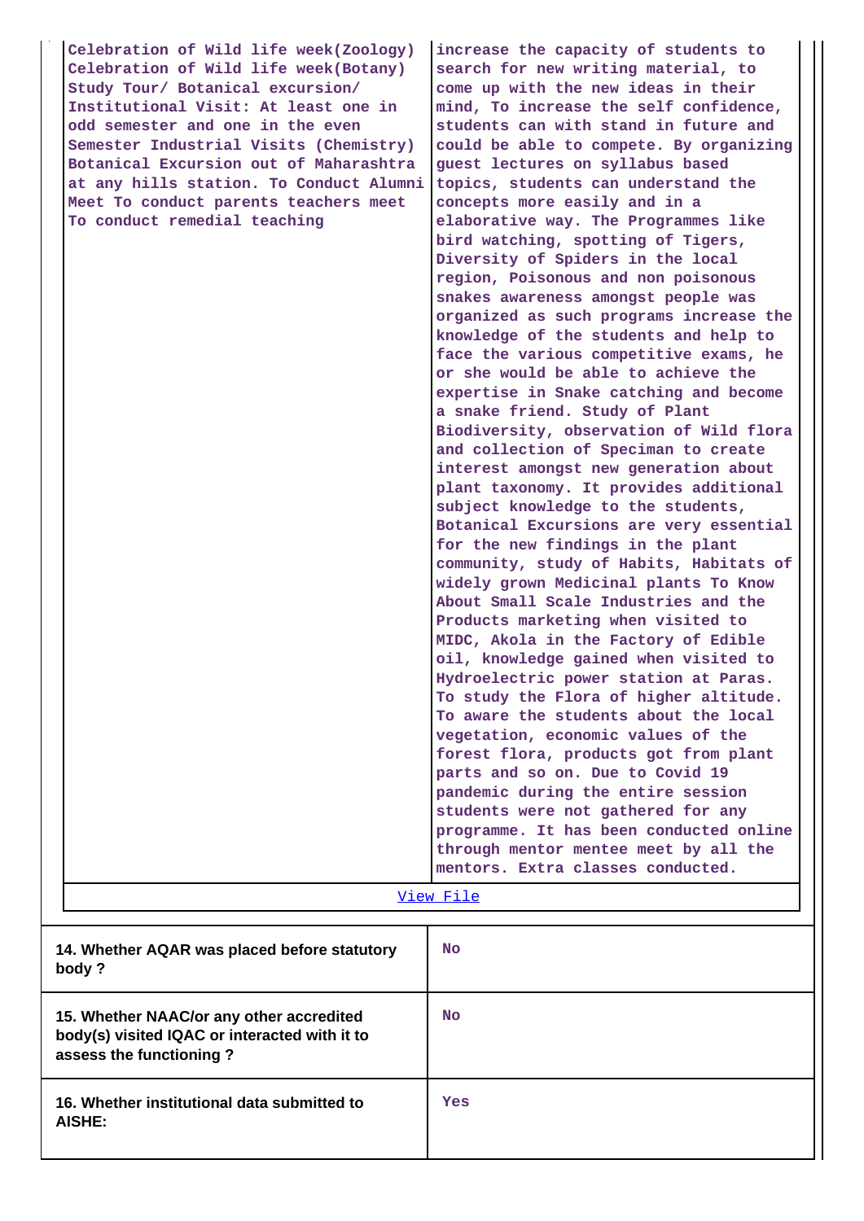| Celebration of Wild life week(Zoology) Celebration of Wild life week(Botany) Study Tour/ Botanical excursion/ Institutional Visit: At least one in odd semester and one in the even Semester Industrial Visits (Chemistry) Botanical Excursion out of Maharashtra at any hills station. To Conduct Alumni Meet To conduct parents teachers meet To conduct remedial teaching | increase the capacity of students to search for new writing material, to come up with the new ideas in their mind, To increase the self confidence, students can with stand in future and could be able to compete. By organizing guest lectures on syllabus based topics, students can understand the concepts more easily and in a elaborative way. The Programmes like bird watching, spotting of Tigers, Diversity of Spiders in the local region, Poisonous and non poisonous snakes awareness amongst people was organized as such programs increase the knowledge of the students and help to face the various competitive exams, he or she would be able to achieve the expertise in Snake catching and become a snake friend. Study of Plant Biodiversity, observation of Wild flora and collection of Speciman to create interest amongst new generation about plant taxonomy. It provides additional subject knowledge to the students, Botanical Excursions are very essential for the new findings in the plant community, study of Habits, Habitats of widely grown Medicinal plants To Know About Small Scale Industries and the Products marketing when visited to MIDC, Akola in the Factory of Edible oil, knowledge gained when visited to Hydroelectric power station at Paras. To study the Flora of higher altitude. To aware the students about the local vegetation, economic values of the forest flora, products got from plant parts and so on. Due to Covid 19 pandemic during the entire session students were not gathered for any programme. It has been conducted online through mentor mentee meet by all the mentors. Extra classes conducted. |
|---|---|

View File

| | |
|---|---|
| **14. Whether AQAR was placed before statutory body ?** | No |
| **15. Whether NAAC/or any other accredited body(s) visited IQAC or interacted with it to assess the functioning ?** | No |
| **16. Whether institutional data submitted to AISHE:** | Yes |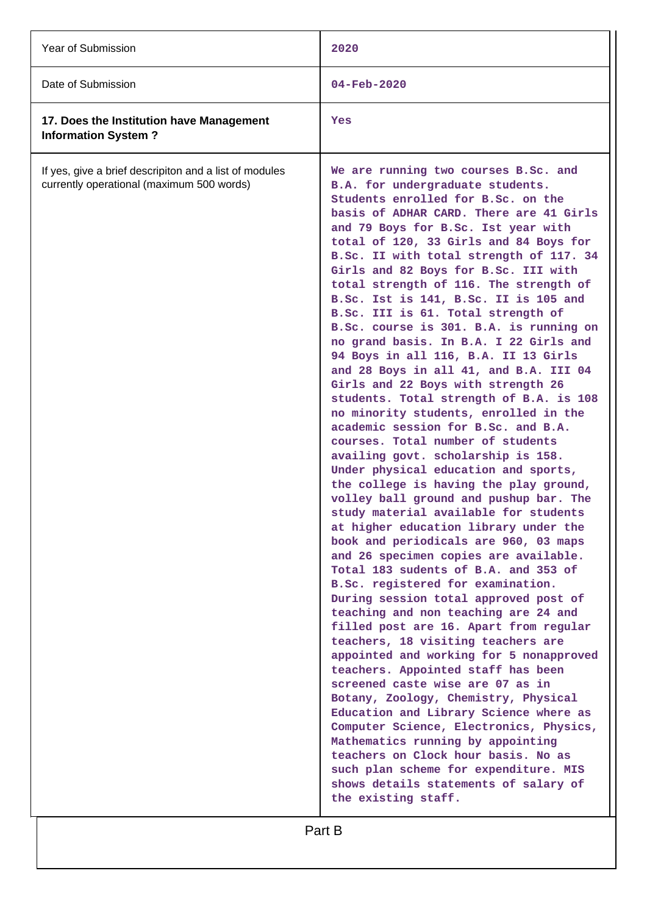| | |
|---|---|
| Year of Submission | 2020 |
| Date of Submission | 04-Feb-2020 |
| **17. Does the Institution have Management Information System ?** | Yes |
| If yes, give a brief descripiton and a list of modules currently operational (maximum 500 words) | We are running two courses B.Sc. and B.A. for undergraduate students. Students enrolled for B.Sc. on the basis of ADHAR CARD. There are 41 Girls and 79 Boys for B.Sc. Ist year with total of 120, 33 Girls and 84 Boys for B.Sc. II with total strength of 117. 34 Girls and 82 Boys for B.Sc. III with total strength of 116. The strength of B.Sc. Ist is 141, B.Sc. II is 105 and B.Sc. III is 61. Total strength of B.Sc. course is 301. B.A. is running on no grand basis. In B.A. I 22 Girls and 94 Boys in all 116, B.A. II 13 Girls and 28 Boys in all 41, and B.A. III 04 Girls and 22 Boys with strength 26 students. Total strength of B.A. is 108 no minority students, enrolled in the academic session for B.Sc. and B.A. courses. Total number of students availing govt. scholarship is 158. Under physical education and sports, the college is having the play ground, volley ball ground and pushup bar. The study material available for students at higher education library under the book and periodicals are 960, 03 maps and 26 specimen copies are available. Total 183 sudents of B.A. and 353 of B.Sc. registered for examination. During session total approved post of teaching and non teaching are 24 and filled post are 16. Apart from regular teachers, 18 visiting teachers are appointed and working for 5 nonapproved teachers. Appointed staff has been screened caste wise are 07 as in Botany, Zoology, Chemistry, Physical Education and Library Science where as Computer Science, Electronics, Physics, Mathematics running by appointing teachers on Clock hour basis. No as such plan scheme for expenditure. MIS shows details statements of salary of the existing staff. |

## Part B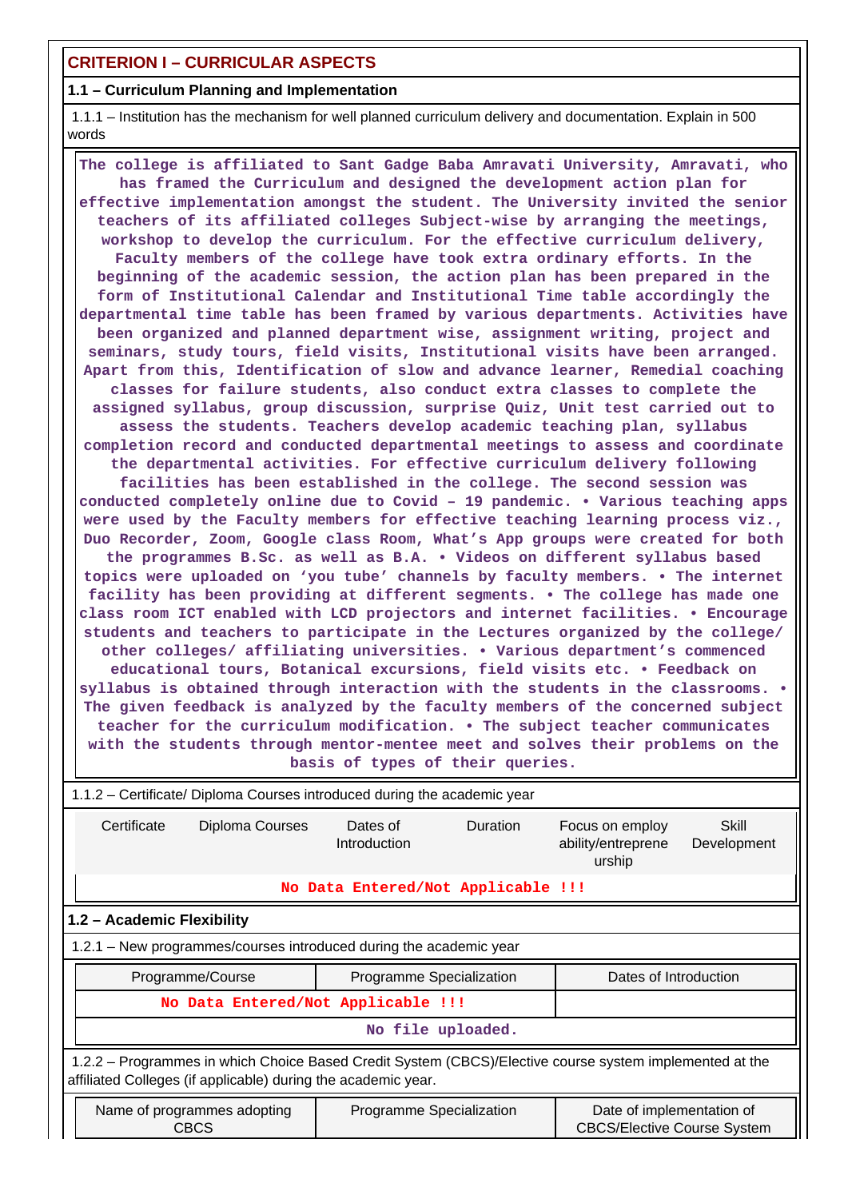## CRITERION I – CURRICULAR ASPECTS

### 1.1 – Curriculum Planning and Implementation

1.1.1 – Institution has the mechanism for well planned curriculum delivery and documentation. Explain in 500 words

The college is affiliated to Sant Gadge Baba Amravati University, Amravati, who has framed the Curriculum and designed the development action plan for effective implementation amongst the student. The University invited the senior teachers of its affiliated colleges Subject-wise by arranging the meetings, workshop to develop the curriculum. For the effective curriculum delivery, Faculty members of the college have took extra ordinary efforts. In the beginning of the academic session, the action plan has been prepared in the form of Institutional Calendar and Institutional Time table accordingly the departmental time table has been framed by various departments. Activities have been organized and planned department wise, assignment writing, project and seminars, study tours, field visits, Institutional visits have been arranged. Apart from this, Identification of slow and advance learner, Remedial coaching classes for failure students, also conduct extra classes to complete the assigned syllabus, group discussion, surprise Quiz, Unit test carried out to assess the students. Teachers develop academic teaching plan, syllabus completion record and conducted departmental meetings to assess and coordinate the departmental activities. For effective curriculum delivery following facilities has been established in the college. The second session was conducted completely online due to Covid – 19 pandemic. • Various teaching apps were used by the Faculty members for effective teaching learning process viz., Duo Recorder, Zoom, Google class Room, What's App groups were created for both the programmes B.Sc. as well as B.A. • Videos on different syllabus based topics were uploaded on 'you tube' channels by faculty members. • The internet facility has been providing at different segments. • The college has made one class room ICT enabled with LCD projectors and internet facilities. • Encourage students and teachers to participate in the Lectures organized by the college/ other colleges/ affiliating universities. • Various department's commenced educational tours, Botanical excursions, field visits etc. • Feedback on syllabus is obtained through interaction with the students in the classrooms. • The given feedback is analyzed by the faculty members of the concerned subject teacher for the curriculum modification. • The subject teacher communicates with the students through mentor-mentee meet and solves their problems on the basis of types of their queries.

1.1.2 – Certificate/ Diploma Courses introduced during the academic year

| Certificate | Diploma Courses | Dates of Introduction | Duration | Focus on employ ability/entreprene urship | Skill Development |
|---|---|---|---|---|---|
| No Data Entered/Not Applicable !!! | | | | | |

### 1.2 – Academic Flexibility

1.2.1 – New programmes/courses introduced during the academic year

| Programme/Course | Programme Specialization | Dates of Introduction |
|---|---|---|
| No Data Entered/Not Applicable !!! | | |
| No file uploaded. | | |

1.2.2 – Programmes in which Choice Based Credit System (CBCS)/Elective course system implemented at the affiliated Colleges (if applicable) during the academic year.

| Name of programmes adopting CBCS | Programme Specialization | Date of implementation of CBCS/Elective Course System |
|---|---|---|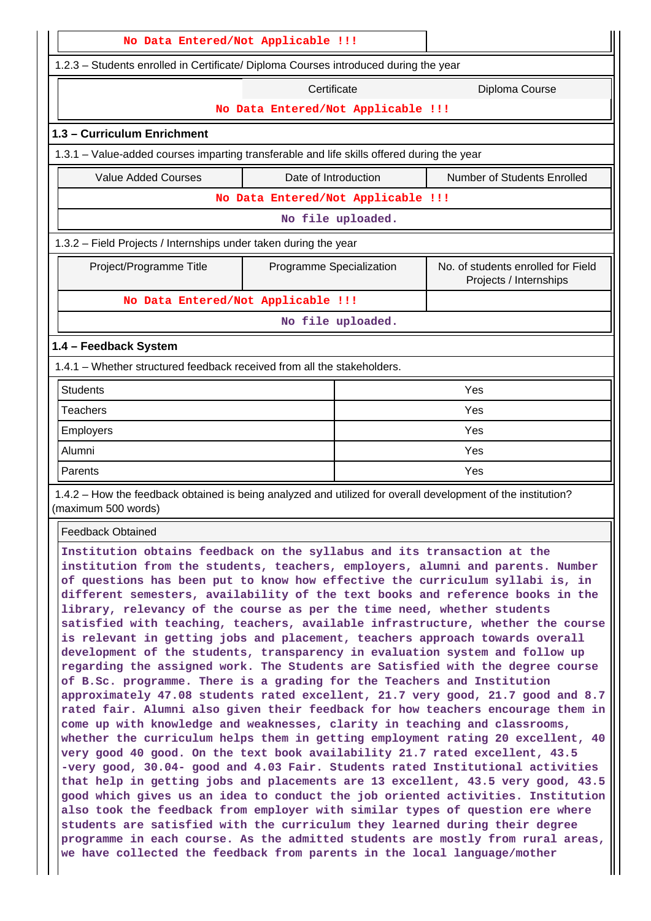| No Data Entered/Not Applicable !!! | |
|---|---|

1.2.3 – Students enrolled in Certificate/ Diploma Courses introduced during the year

| | Certificate | Diploma Course |
|---|---|---|
| No Data Entered/Not Applicable !!! | | |

## 1.3 – Curriculum Enrichment

1.3.1 – Value-added courses imparting transferable and life skills offered during the year

| Value Added Courses | Date of Introduction | Number of Students Enrolled |
|---|---|---|
| No Data Entered/Not Applicable !!! | | |
| No file uploaded. | | |

1.3.2 – Field Projects / Internships under taken during the year

| Project/Programme Title | Programme Specialization | No. of students enrolled for Field Projects / Internships |
|---|---|---|
| No Data Entered/Not Applicable !!! | | |
| No file uploaded. | | |

## 1.4 – Feedback System

1.4.1 – Whether structured feedback received from all the stakeholders.

| Stakeholder | Response |
|---|---|
| Students | Yes |
| Teachers | Yes |
| Employers | Yes |
| Alumni | Yes |
| Parents | Yes |

1.4.2 – How the feedback obtained is being analyzed and utilized for overall development of the institution? (maximum 500 words)

Feedback Obtained

Institution obtains feedback on the syllabus and its transaction at the institution from the students, teachers, employers, alumni and parents. Number of questions has been put to know how effective the curriculum syllabi is, in different semesters, availability of the text books and reference books in the library, relevancy of the course as per the time need, whether students satisfied with teaching, teachers, available infrastructure, whether the course is relevant in getting jobs and placement, teachers approach towards overall development of the students, transparency in evaluation system and follow up regarding the assigned work. The Students are Satisfied with the degree course of B.Sc. programme. There is a grading for the Teachers and Institution approximately 47.08 students rated excellent, 21.7 very good, 21.7 good and 8.7 rated fair. Alumni also given their feedback for how teachers encourage them in come up with knowledge and weaknesses, clarity in teaching and classrooms, whether the curriculum helps them in getting employment rating 20 excellent, 40 very good 40 good. On the text book availability 21.7 rated excellent, 43.5 -very good, 30.04- good and 4.03 Fair. Students rated Institutional activities that help in getting jobs and placements are 13 excellent, 43.5 very good, 43.5 good which gives us an idea to conduct the job oriented activities. Institution also took the feedback from employer with similar types of question ere where students are satisfied with the curriculum they learned during their degree programme in each course. As the admitted students are mostly from rural areas, we have collected the feedback from parents in the local language/mother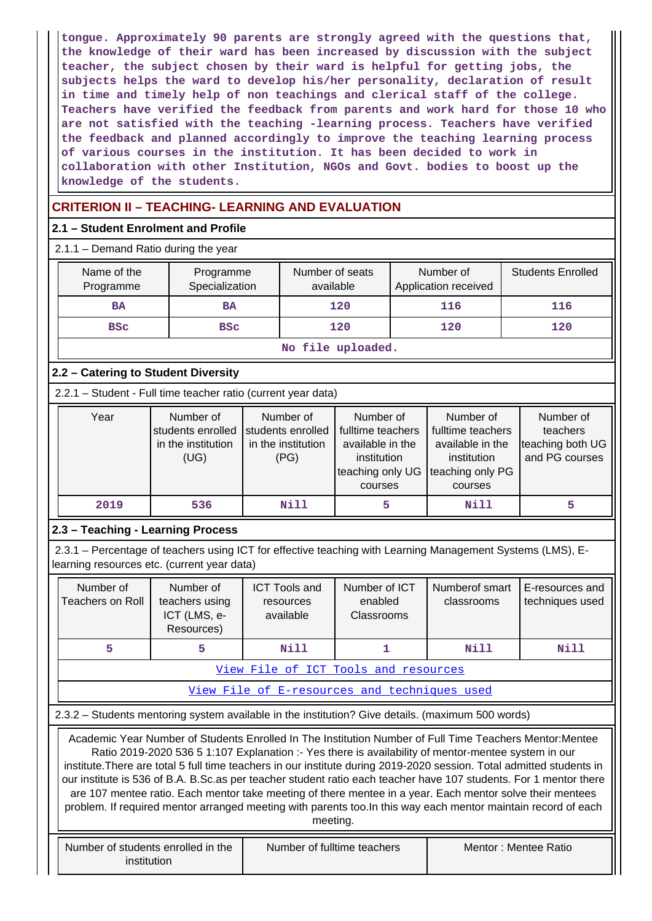tongue. Approximately 90 parents are strongly agreed with the questions that, the knowledge of their ward has been increased by discussion with the subject teacher, the subject chosen by their ward is helpful for getting jobs, the subjects helps the ward to develop his/her personality, declaration of result in time and timely help of non teachings and clerical staff of the college. Teachers have verified the feedback from parents and work hard for those 10 who are not satisfied with the teaching -learning process. Teachers have verified the feedback and planned accordingly to improve the teaching learning process of various courses in the institution. It has been decided to work in collaboration with other Institution, NGOs and Govt. bodies to boost up the knowledge of the students.

## CRITERION II – TEACHING- LEARNING AND EVALUATION

### 2.1 – Student Enrolment and Profile

2.1.1 – Demand Ratio during the year

| Name of the Programme | Programme Specialization | Number of seats available | Number of Application received | Students Enrolled |
|---|---|---|---|---|
| BA | BA | 120 | 116 | 116 |
| BSc | BSc | 120 | 120 | 120 |
| No file uploaded. | | | | |

### 2.2 – Catering to Student Diversity

2.2.1 – Student - Full time teacher ratio (current year data)

| Year | Number of students enrolled in the institution (UG) | Number of students enrolled in the institution (PG) | Number of fulltime teachers available in the institution teaching only UG courses | Number of fulltime teachers available in the institution teaching only PG courses | Number of teachers teaching both UG and PG courses |
|---|---|---|---|---|---|
| 2019 | 536 | Nill | 5 | Nill | 5 |

### 2.3 – Teaching - Learning Process

2.3.1 – Percentage of teachers using ICT for effective teaching with Learning Management Systems (LMS), E-learning resources etc. (current year data)

| Number of Teachers on Roll | Number of teachers using ICT (LMS, e-Resources) | ICT Tools and resources available | Number of ICT enabled Classrooms | Numberof smart classrooms | E-resources and techniques used |
|---|---|---|---|---|---|
| 5 | 5 | Nill | 1 | Nill | Nill |
| View File of ICT Tools and resources | | | | | |
| View File of E-resources and techniques used | | | | | |

2.3.2 – Students mentoring system available in the institution? Give details. (maximum 500 words)

Academic Year Number of Students Enrolled In The Institution Number of Full Time Teachers Mentor:Mentee Ratio 2019-2020 536 5 1:107 Explanation :- Yes there is availability of mentor-mentee system in our institute.There are total 5 full time teachers in our institute during 2019-2020 session. Total admitted students in our institute is 536 of B.A. B.Sc.as per teacher student ratio each teacher have 107 students. For 1 mentor there are 107 mentee ratio. Each mentor take meeting of there mentee in a year. Each mentor solve their mentees problem. If required mentor arranged meeting with parents too.In this way each mentor maintain record of each meeting.

| Number of students enrolled in the institution | Number of fulltime teachers | Mentor : Mentee Ratio |
|---|---|---|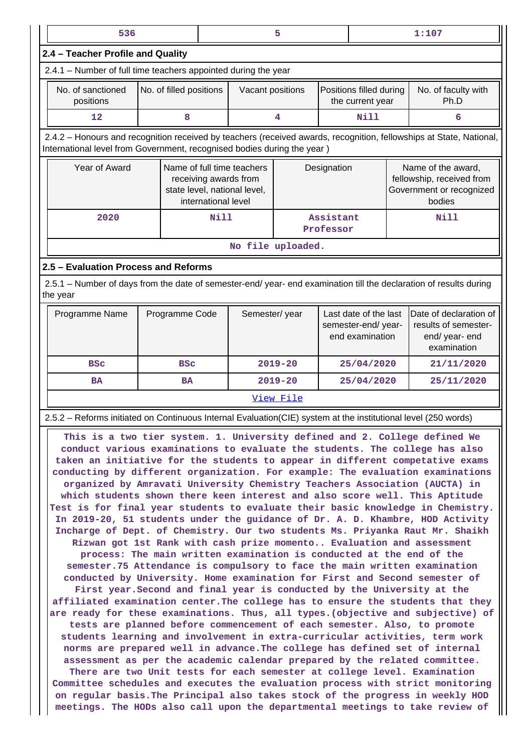| 536 | 5 | 1:107 |
|---|---|---|

## 2.4 – Teacher Profile and Quality

2.4.1 – Number of full time teachers appointed during the year

| No. of sanctioned positions | No. of filled positions | Vacant positions | Positions filled during the current year | No. of faculty with Ph.D |
|---|---|---|---|---|
| 12 | 8 | 4 | Nill | 6 |

2.4.2 – Honours and recognition received by teachers (received awards, recognition, fellowships at State, National, International level from Government, recognised bodies during the year )

| Year of Award | Name of full time teachers receiving awards from state level, national level, international level | Designation | Name of the award, fellowship, received from Government or recognized bodies |
|---|---|---|---|
| 2020 | Nill | Assistant Professor | Nill |
| No file uploaded. | | | |

## 2.5 – Evaluation Process and Reforms

2.5.1 – Number of days from the date of semester-end/ year- end examination till the declaration of results during the year

| Programme Name | Programme Code | Semester/ year | Last date of the last semester-end/ year- end examination | Date of declaration of results of semester-end/ year- end examination |
|---|---|---|---|---|
| BSc | BSc | 2019-20 | 25/04/2020 | 21/11/2020 |
| BA | BA | 2019-20 | 25/04/2020 | 25/11/2020 |
| View File | | | | |

2.5.2 – Reforms initiated on Continuous Internal Evaluation(CIE) system at the institutional level (250 words)

This is a two tier system. 1. University defined and 2. College defined We conduct various examinations to evaluate the students. The college has also taken an initiative for the students to appear in different competative exams conducting by different organization. For example: The evaluation examinations organized by Amravati University Chemistry Teachers Association (AUCTA) in which students shown there keen interest and also score well. This Aptitude Test is for final year students to evaluate their basic knowledge in Chemistry. In 2019-20, 51 students under the guidance of Dr. A. D. Khambre, HOD Activity Incharge of Dept. of Chemistry. Our two students Ms. Priyanka Raut Mr. Shaikh Rizwan got 1st Rank with cash prize momento.. Evaluation and assessment process: The main written examination is conducted at the end of the semester.75 Attendance is compulsory to face the main written examination conducted by University. Home examination for First and Second semester of First year.Second and final year is conducted by the University at the affiliated examination center.The college has to ensure the students that they are ready for these examinations. Thus, all types.(objective and subjective) of tests are planned before commencement of each semester. Also, to promote students learning and involvement in extra-curricular activities, term work norms are prepared well in advance.The college has defined set of internal assessment as per the academic calendar prepared by the related committee. There are two Unit tests for each semester at college level. Examination Committee schedules and executes the evaluation process with strict monitoring on regular basis.The Principal also takes stock of the progress in weekly HOD meetings. The HODs also call upon the departmental meetings to take review of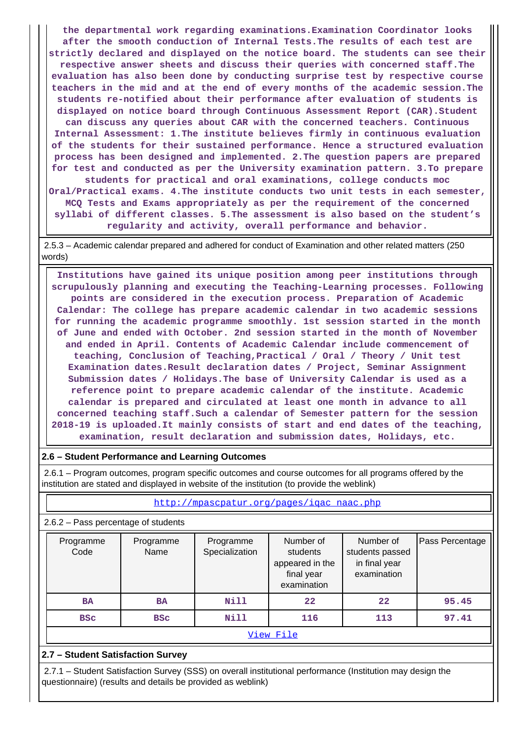the departmental work regarding examinations.Examination Coordinator looks after the smooth conduction of Internal Tests.The results of each test are strictly declared and displayed on the notice board. The students can see their respective answer sheets and discuss their queries with concerned staff.The evaluation has also been done by conducting surprise test by respective course teachers in the mid and at the end of every months of the academic session.The students re-notified about their performance after evaluation of students is displayed on notice board through Continuous Assessment Report (CAR).Student can discuss any queries about CAR with the concerned teachers. Continuous Internal Assessment: 1.The institute believes firmly in continuous evaluation of the students for their sustained performance. Hence a structured evaluation process has been designed and implemented. 2.The question papers are prepared for test and conducted as per the University examination pattern. 3.To prepare students for practical and oral examinations, college conducts moc Oral/Practical exams. 4.The institute conducts two unit tests in each semester, MCQ Tests and Exams appropriately as per the requirement of the concerned syllabi of different classes. 5.The assessment is also based on the student's regularity and activity, overall performance and behavior.

2.5.3 – Academic calendar prepared and adhered for conduct of Examination and other related matters (250 words)

Institutions have gained its unique position among peer institutions through scrupulously planning and executing the Teaching-Learning processes. Following points are considered in the execution process. Preparation of Academic Calendar: The college has prepare academic calendar in two academic sessions for running the academic programme smoothly. 1st session started in the month of June and ended with October. 2nd session started in the month of November and ended in April. Contents of Academic Calendar include commencement of teaching, Conclusion of Teaching,Practical / Oral / Theory / Unit test Examination dates.Result declaration dates / Project, Seminar Assignment Submission dates / Holidays.The base of University Calendar is used as a reference point to prepare academic calendar of the institute. Academic calendar is prepared and circulated at least one month in advance to all concerned teaching staff.Such a calendar of Semester pattern for the session 2018-19 is uploaded.It mainly consists of start and end dates of the teaching, examination, result declaration and submission dates, Holidays, etc.

## 2.6 – Student Performance and Learning Outcomes

2.6.1 – Program outcomes, program specific outcomes and course outcomes for all programs offered by the institution are stated and displayed in website of the institution (to provide the weblink)

http://mpascpatur.org/pages/iqac_naac.php

2.6.2 – Pass percentage of students

| Programme Code | Programme Name | Programme Specialization | Number of students appeared in the final year examination | Number of students passed in final year examination | Pass Percentage |
|---|---|---|---|---|---|
| BA | BA | Nill | 22 | 22 | 95.45 |
| BSc | BSc | Nill | 116 | 113 | 97.41 |

View File

## 2.7 – Student Satisfaction Survey

2.7.1 – Student Satisfaction Survey (SSS) on overall institutional performance (Institution may design the questionnaire) (results and details be provided as weblink)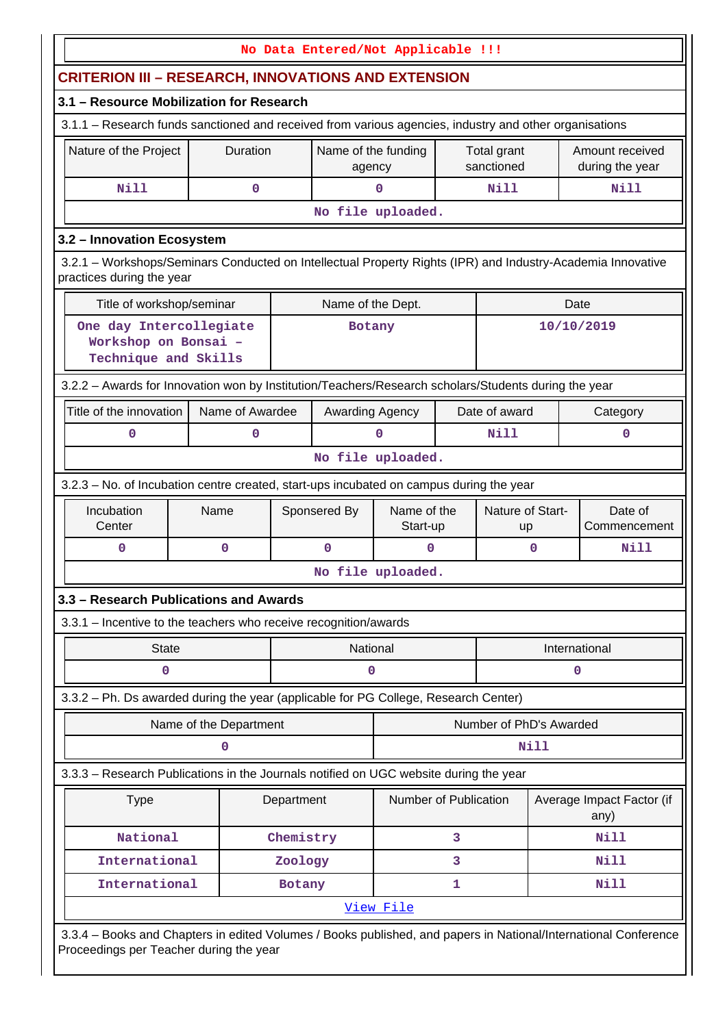No Data Entered/Not Applicable !!!

## CRITERION III – RESEARCH, INNOVATIONS AND EXTENSION

### 3.1 – Resource Mobilization for Research

3.1.1 – Research funds sanctioned and received from various agencies, industry and other organisations

| Nature of the Project | Duration | Name of the funding agency | Total grant sanctioned | Amount received during the year |
|---|---|---|---|---|
| Nill | 0 | 0 | Nill | Nill |
| No file uploaded. | | | | |

### 3.2 – Innovation Ecosystem

3.2.1 – Workshops/Seminars Conducted on Intellectual Property Rights (IPR) and Industry-Academia Innovative practices during the year

| Title of workshop/seminar | Name of the Dept. | Date |
|---|---|---|
| One day Intercollegiate Workshop on Bonsai – Technique and Skills | Botany | 10/10/2019 |

3.2.2 – Awards for Innovation won by Institution/Teachers/Research scholars/Students during the year

| Title of the innovation | Name of Awardee | Awarding Agency | Date of award | Category |
|---|---|---|---|---|
| 0 | 0 | 0 | Nill | 0 |
| No file uploaded. | | | | |

3.2.3 – No. of Incubation centre created, start-ups incubated on campus during the year

| Incubation Center | Name | Sponsered By | Name of the Start-up | Nature of Start-up | Date of Commencement |
|---|---|---|---|---|---|
| 0 | 0 | 0 | 0 | 0 | Nill |
| No file uploaded. | | | | | |

### 3.3 – Research Publications and Awards

3.3.1 – Incentive to the teachers who receive recognition/awards

| State | National | International |
|---|---|---|
| 0 | 0 | 0 |

3.3.2 – Ph. Ds awarded during the year (applicable for PG College, Research Center)

| Name of the Department | Number of PhD's Awarded |
|---|---|
| 0 | Nill |

3.3.3 – Research Publications in the Journals notified on UGC website during the year

| Type | Department | Number of Publication | Average Impact Factor (if any) |
|---|---|---|---|
| National | Chemistry | 3 | Nill |
| International | Zoology | 3 | Nill |
| International | Botany | 1 | Nill |
| View File | | | |

3.3.4 – Books and Chapters in edited Volumes / Books published, and papers in National/International Conference Proceedings per Teacher during the year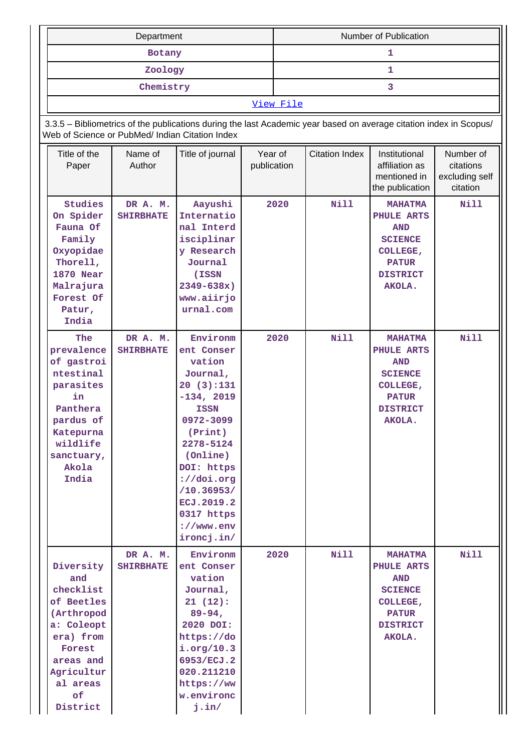| Department | Number of Publication |
|---|---|
| Botany | 1 |
| Zoology | 1 |
| Chemistry | 3 |
| View File | |

3.3.5 – Bibliometrics of the publications during the last Academic year based on average citation index in Scopus/ Web of Science or PubMed/ Indian Citation Index

| Title of the Paper | Name of Author | Title of journal | Year of publication | Citation Index | Institutional affiliation as mentioned in the publication | Number of citations excluding self citation |
|---|---|---|---|---|---|---|
| Studies On Spider Fauna Of Family Oxyopidae Thorell, 1870 Near Malrajura Forest Of Patur, India | DR A. M. SHIRBHATE | Aayushi International Interdisciplinary Research Journal (ISSN 2349-638x) www.aiirjournal.com | 2020 | Nill | MAHATMA PHULE ARTS AND SCIENCE COLLEGE, PATUR DISTRICT AKOLA. | Nill |
| The prevalence of gastrointestinal parasites in Panthera pardus of Katepurna wildlife sanctuary, Akola India | DR A. M. SHIRBHATE | Environment Conservation Journal, 20 (3):131-134, 2019 ISSN 0972-3099 (Print) 2278-5124 (Online) DOI: https://doi.org/10.36953/ECJ.2019.20317 https://www.environcj.in/ | 2020 | Nill | MAHATMA PHULE ARTS AND SCIENCE COLLEGE, PATUR DISTRICT AKOLA. | Nill |
| Diversity and checklist of Beetles (Arthropoda: Coleoptera) from Forest areas and Agricultural areas of District | DR A. M. SHIRBHATE | Environment Conservation Journal, 21 (12): 89-94, 2020 DOI: https://doi.org/10.36953/ECJ.2020.211210 https://www.environcj.in/ | 2020 | Nill | MAHATMA PHULE ARTS AND SCIENCE COLLEGE, PATUR DISTRICT AKOLA. | Nill |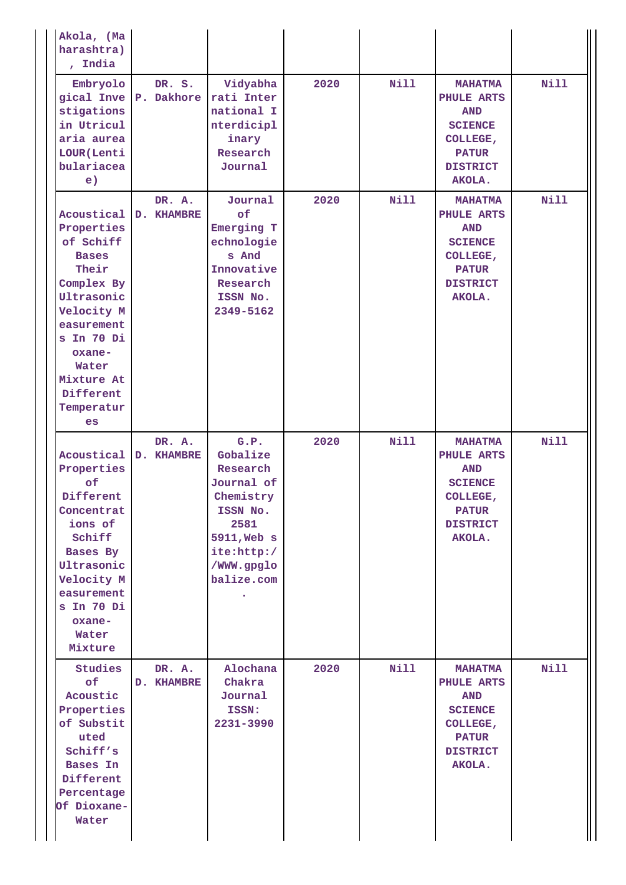| | | | | | | |
|---|---|---|---|---|---|---|
| Akola, (Maharashtra), India | | | | | | |
| Embryological Investigations in Utricularia aurea LOUR(Lentibulariaceae) | DR. S. P. Dakhore | Vidyabharati International Interdicipl inary Research Journal | 2020 | Nill | MAHATMA PHULE ARTS AND SCIENCE COLLEGE, PATUR DISTRICT AKOLA. | Nill |
| Acoustical Properties of Schiff Bases Their Complex By Ultrasonic Velocity Measurements In 70 Dioxane-Water Mixture At Different Temperatures | DR. A. D. KHAMBRE | Journal of Emerging Technologies And Innovative Research ISSN No. 2349-5162 | 2020 | Nill | MAHATMA PHULE ARTS AND SCIENCE COLLEGE, PATUR DISTRICT AKOLA. | Nill |
| Acoustical Properties of Different Concentrations of Schiff Bases By Ultrasonic Velocity Measurements In 70 Dioxane-Water Mixture | DR. A. D. KHAMBRE | G.P. Gobalize Research Journal of Chemistry ISSN No. 2581 5911,Web site:http://WWW.gpglobalize.com. | 2020 | Nill | MAHATMA PHULE ARTS AND SCIENCE COLLEGE, PATUR DISTRICT AKOLA. | Nill |
| Studies of Acoustic Properties of Substituted Schiff's Bases In Different Percentage Of Dioxane-Water | DR. A. D. KHAMBRE | Alochana Chakra Journal ISSN: 2231-3990 | 2020 | Nill | MAHATMA PHULE ARTS AND SCIENCE COLLEGE, PATUR DISTRICT AKOLA. | Nill |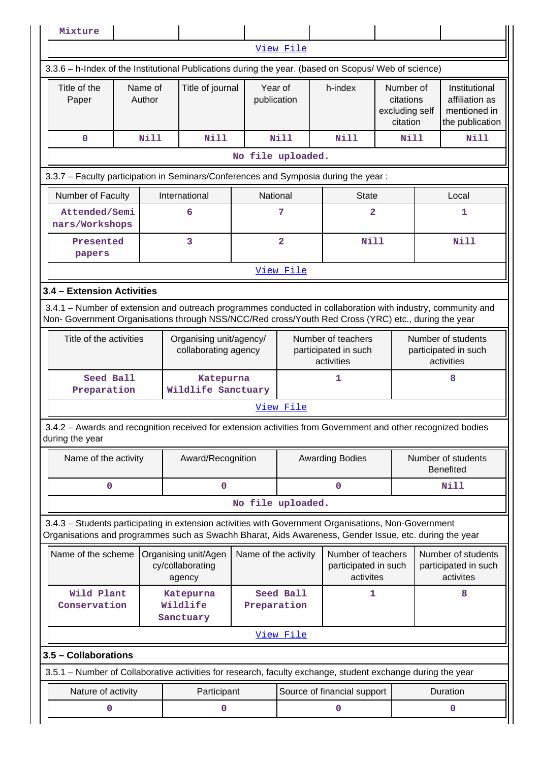| Mixture | | | | | | |
|---|---|---|---|---|---|---|
| View File | | | | | | |

3.3.6 – h-Index of the Institutional Publications during the year. (based on Scopus/ Web of science)

| Title of the Paper | Name of Author | Title of journal | Year of publication | h-index | Number of citations excluding self citation | Institutional affiliation as mentioned in the publication |
|---|---|---|---|---|---|---|
| 0 | Nill | Nill | Nill | Nill | Nill | Nill |
| No file uploaded. | | | | | | |

3.3.7 – Faculty participation in Seminars/Conferences and Symposia during the year :

| Number of Faculty | International | National | State | Local |
|---|---|---|---|---|
| Attended/Seminars/Workshops | 6 | 7 | 2 | 1 |
| Presented papers | 3 | 2 | Nill | Nill |
| View File | | | | |

**3.4 – Extension Activities**

3.4.1 – Number of extension and outreach programmes conducted in collaboration with industry, community and Non- Government Organisations through NSS/NCC/Red cross/Youth Red Cross (YRC) etc., during the year

| Title of the activities | Organising unit/agency/ collaborating agency | Number of teachers participated in such activities | Number of students participated in such activities |
|---|---|---|---|
| Seed Ball Preparation | Katepurna Wildlife Sanctuary | 1 | 8 |
| View File | | | |

3.4.2 – Awards and recognition received for extension activities from Government and other recognized bodies during the year

| Name of the activity | Award/Recognition | Awarding Bodies | Number of students Benefited |
|---|---|---|---|
| 0 | 0 | 0 | Nill |
| No file uploaded. | | | |

3.4.3 – Students participating in extension activities with Government Organisations, Non-Government Organisations and programmes such as Swachh Bharat, Aids Awareness, Gender Issue, etc. during the year

| Name of the scheme | Organising unit/Agency/collaborating agency | Name of the activity | Number of teachers participated in such activites | Number of students participated in such activites |
|---|---|---|---|---|
| Wild Plant Conservation | Katepurna Wildlife Sanctuary | Seed Ball Preparation | 1 | 8 |
| View File | | | | |

**3.5 – Collaborations**

3.5.1 – Number of Collaborative activities for research, faculty exchange, student exchange during the year

| Nature of activity | Participant | Source of financial support | Duration |
|---|---|---|---|
| 0 | 0 | 0 | 0 |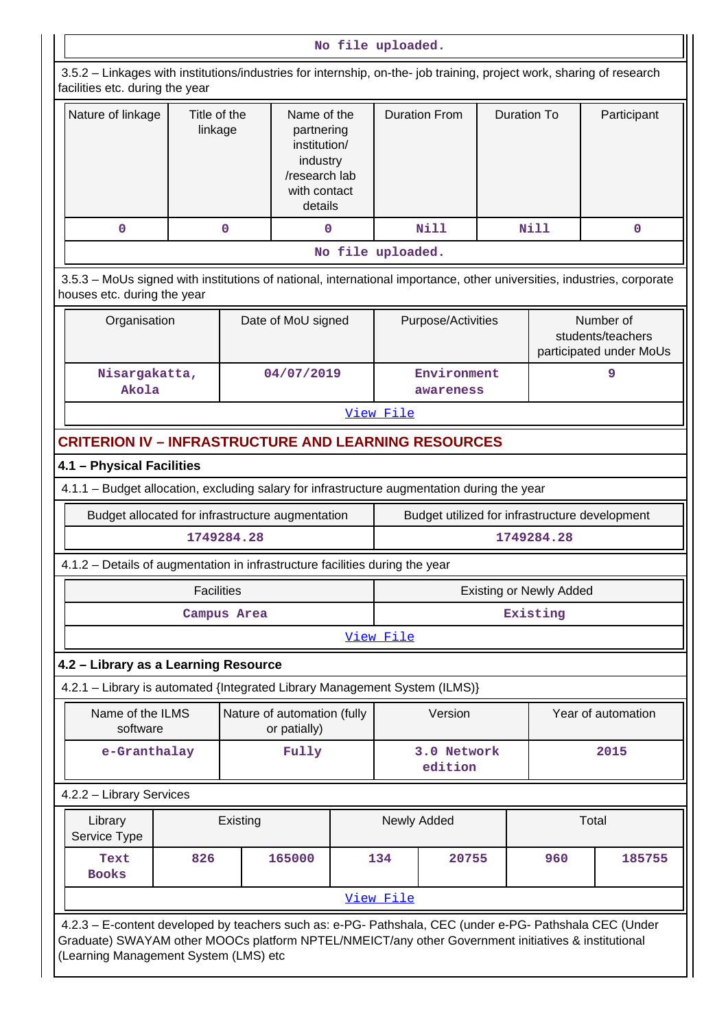No file uploaded.

3.5.2 – Linkages with institutions/industries for internship, on-the- job training, project work, sharing of research facilities etc. during the year

| Nature of linkage | Title of the linkage | Name of the partnering institution/ industry /research lab with contact details | Duration From | Duration To | Participant |
|---|---|---|---|---|---|
| 0 | 0 | 0 | Nill | Nill | 0 |

No file uploaded.

3.5.3 – MoUs signed with institutions of national, international importance, other universities, industries, corporate houses etc. during the year

| Organisation | Date of MoU signed | Purpose/Activities | Number of students/teachers participated under MoUs |
|---|---|---|---|
| Nisargakatta, Akola | 04/07/2019 | Environment awareness | 9 |

View File

## CRITERION IV – INFRASTRUCTURE AND LEARNING RESOURCES

### 4.1 – Physical Facilities

4.1.1 – Budget allocation, excluding salary for infrastructure augmentation during the year

| Budget allocated for infrastructure augmentation | Budget utilized for infrastructure development |
|---|---|
| 1749284.28 | 1749284.28 |

4.1.2 – Details of augmentation in infrastructure facilities during the year

| Facilities | Existing or Newly Added |
|---|---|
| Campus Area | Existing |

View File

### 4.2 – Library as a Learning Resource

4.2.1 – Library is automated {Integrated Library Management System (ILMS)}

| Name of the ILMS software | Nature of automation (fully or patially) | Version | Year of automation |
|---|---|---|---|
| e-Granthalay | Fully | 3.0 Network edition | 2015 |

4.2.2 – Library Services

| Library Service Type | Existing | | Newly Added | | Total | |
|---|---|---|---|---|---|---|
| Text Books | 826 | 165000 | 134 | 20755 | 960 | 185755 |

View File

4.2.3 – E-content developed by teachers such as: e-PG- Pathshala, CEC (under e-PG- Pathshala CEC (Under Graduate) SWAYAM other MOOCs platform NPTEL/NMEICT/any other Government initiatives & institutional (Learning Management System (LMS) etc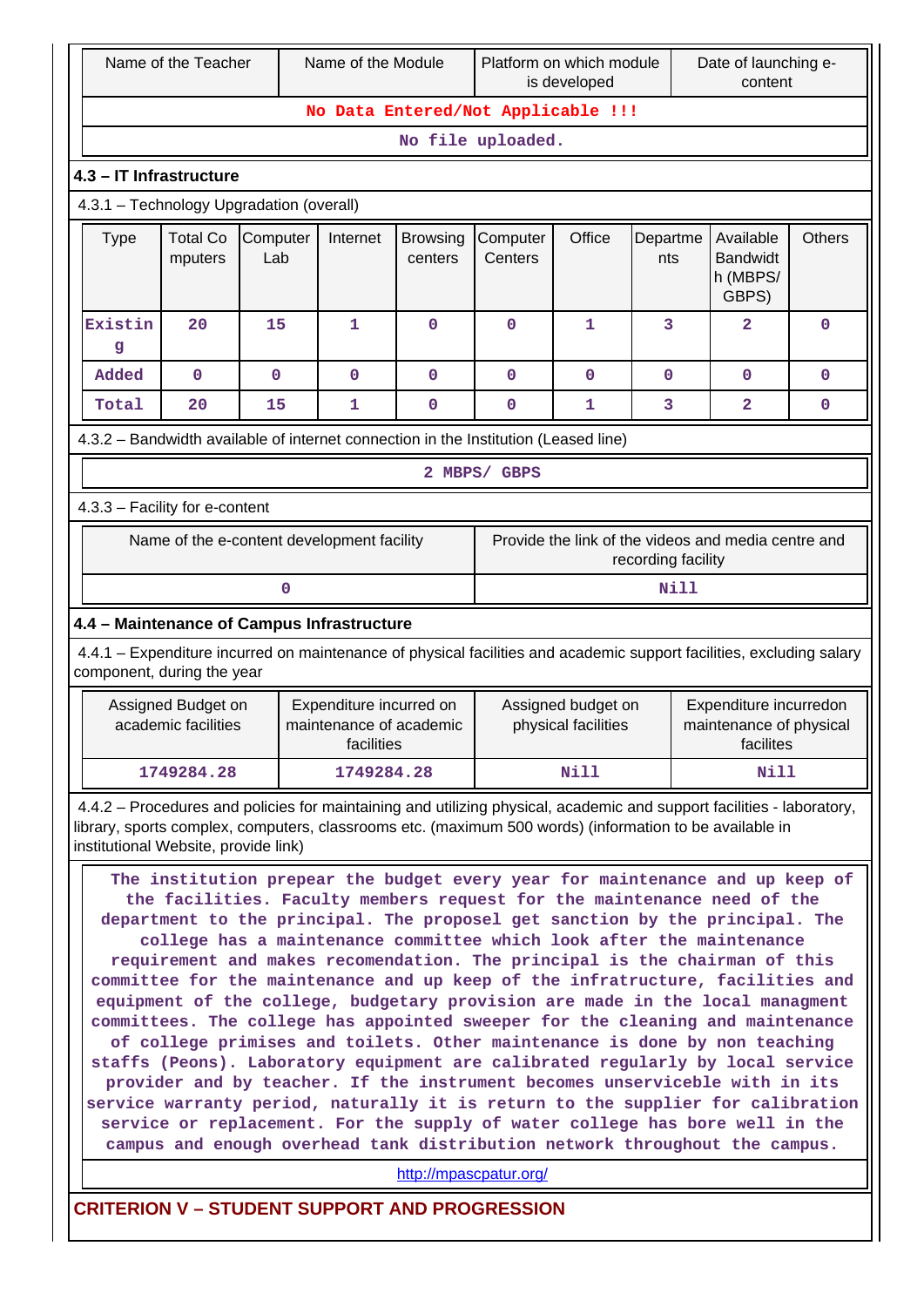| Name of the Teacher | Name of the Module | Platform on which module is developed | Date of launching e-content |
|---|---|---|---|
| No Data Entered/Not Applicable !!! | | | |
| No file uploaded. | | | |

### 4.3 – IT Infrastructure

4.3.1 – Technology Upgradation (overall)

| Type | Total Computers | Computer Lab | Internet | Browsing centers | Computer Centers | Office | Departments | Available Bandwidth (MBPS/ GBPS) | Others |
|---|---|---|---|---|---|---|---|---|---|
| Existing | 20 | 15 | 1 | 0 | 0 | 1 | 3 | 2 | 0 |
| Added | 0 | 0 | 0 | 0 | 0 | 0 | 0 | 0 | 0 |
| Total | 20 | 15 | 1 | 0 | 0 | 1 | 3 | 2 | 0 |

4.3.2 – Bandwidth available of internet connection in the Institution (Leased line)

2 MBPS/ GBPS

4.3.3 – Facility for e-content

| Name of the e-content development facility | Provide the link of the videos and media centre and recording facility |
|---|---|
| 0 | Nill |

### 4.4 – Maintenance of Campus Infrastructure

4.4.1 – Expenditure incurred on maintenance of physical facilities and academic support facilities, excluding salary component, during the year

| Assigned Budget on academic facilities | Expenditure incurred on maintenance of academic facilities | Assigned budget on physical facilities | Expenditure incurredon maintenance of physical facilites |
|---|---|---|---|
| 1749284.28 | 1749284.28 | Nill | Nill |

4.4.2 – Procedures and policies for maintaining and utilizing physical, academic and support facilities - laboratory, library, sports complex, computers, classrooms etc. (maximum 500 words) (information to be available in institutional Website, provide link)

The institution prepear the budget every year for maintenance and up keep of the facilities. Faculty members request for the maintenance need of the department to the principal. The proposel get sanction by the principal. The college has a maintenance committee which look after the maintenance requirement and makes recomendation. The principal is the chairman of this committee for the maintenance and up keep of the infratructure, facilities and equipment of the college, budgetary provision are made in the local managment committees. The college has appointed sweeper for the cleaning and maintenance of college primises and toilets. Other maintenance is done by non teaching staffs (Peons). Laboratory equipment are calibrated regularly by local service provider and by teacher. If the instrument becomes unserviceble with in its service warranty period, naturally it is return to the supplier for calibration service or replacement. For the supply of water college has bore well in the campus and enough overhead tank distribution network throughout the campus.

http://mpascpatur.org/

## CRITERION V – STUDENT SUPPORT AND PROGRESSION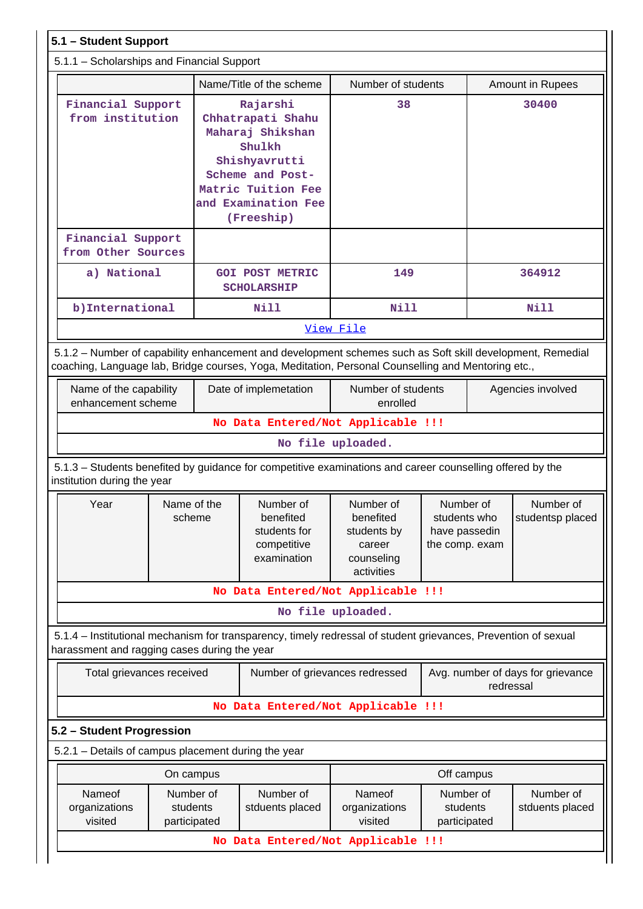**5.1 – Student Support**

5.1.1 – Scholarships and Financial Support

| | Name/Title of the scheme | Number of students | Amount in Rupees |
|---|---|---|---|
| Financial Support from institution | Rajarshi Chhatrapati Shahu Maharaj Shikshan Shulkh Shishyavrutti Scheme and Post-Matric Tuition Fee and Examination Fee (Freeship) | 38 | 30400 |
| Financial Support from Other Sources | | | |
| a) National | GOI POST METRIC SCHOLARSHIP | 149 | 364912 |
| b)International | Nill | Nill | Nill |

View File

5.1.2 – Number of capability enhancement and development schemes such as Soft skill development, Remedial coaching, Language lab, Bridge courses, Yoga, Meditation, Personal Counselling and Mentoring etc.,

| Name of the capability enhancement scheme | Date of implemetation | Number of students enrolled | Agencies involved |
|---|---|---|---|
| No Data Entered/Not Applicable !!! | | | |

No file uploaded.

5.1.3 – Students benefited by guidance for competitive examinations and career counselling offered by the institution during the year

| Year | Name of the scheme | Number of benefited students for competitive examination | Number of benefited students by career counseling activities | Number of students who have passedin the comp. exam | Number of studentsp placed |
|---|---|---|---|---|---|
| No Data Entered/Not Applicable !!! | | | | | |

No file uploaded.

5.1.4 – Institutional mechanism for transparency, timely redressal of student grievances, Prevention of sexual harassment and ragging cases during the year

| Total grievances received | Number of grievances redressed | Avg. number of days for grievance redressal |
|---|---|---|
| No Data Entered/Not Applicable !!! | | |

**5.2 – Student Progression**

5.2.1 – Details of campus placement during the year

| On campus | | | Off campus | | |
|---|---|---|---|---|---|
| Nameof organizations visited | Number of students participated | Number of stduents placed | Nameof organizations visited | Number of students participated | Number of stduents placed |
| No Data Entered/Not Applicable !!! | | | | | |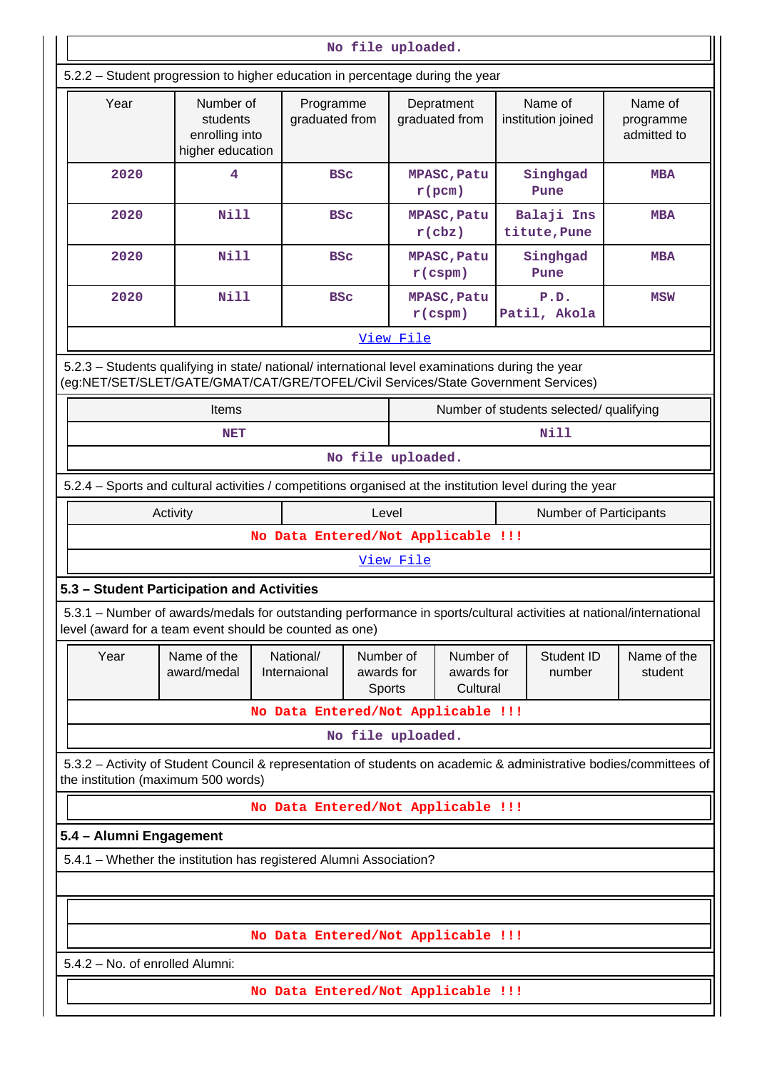No file uploaded.

5.2.2 – Student progression to higher education in percentage during the year

| Year | Number of students enrolling into higher education | Programme graduated from | Depratment graduated from | Name of institution joined | Name of programme admitted to |
|---|---|---|---|---|---|
| 2020 | 4 | BSc | MPASC,Patur(pcm) | Singhgad Pune | MBA |
| 2020 | Nill | BSc | MPASC,Patur(cbz) | Balaji Institute,Pune | MBA |
| 2020 | Nill | BSc | MPASC,Patur(cspm) | Singhgad Pune | MBA |
| 2020 | Nill | BSc | MPASC,Patur(cspm) | P.D. Patil, Akola | MSW |

View File

5.2.3 – Students qualifying in state/ national/ international level examinations during the year (eg:NET/SET/SLET/GATE/GMAT/CAT/GRE/TOFEL/Civil Services/State Government Services)

| Items | Number of students selected/ qualifying |
|---|---|
| NET | Nill |

No file uploaded.

5.2.4 – Sports and cultural activities / competitions organised at the institution level during the year

| Activity | Level | Number of Participants |
|---|---|---|

No Data Entered/Not Applicable !!!

View File

**5.3 – Student Participation and Activities**

5.3.1 – Number of awards/medals for outstanding performance in sports/cultural activities at national/international level (award for a team event should be counted as one)

| Year | Name of the award/medal | National/ Internaional | Number of awards for Sports | Number of awards for Cultural | Student ID number | Name of the student |
|---|---|---|---|---|---|---|

No Data Entered/Not Applicable !!!

No file uploaded.

5.3.2 – Activity of Student Council & representation of students on academic & administrative bodies/committees of the institution (maximum 500 words)

No Data Entered/Not Applicable !!!

**5.4 – Alumni Engagement**

5.4.1 – Whether the institution has registered Alumni Association?

No Data Entered/Not Applicable !!!

5.4.2 – No. of enrolled Alumni:

No Data Entered/Not Applicable !!!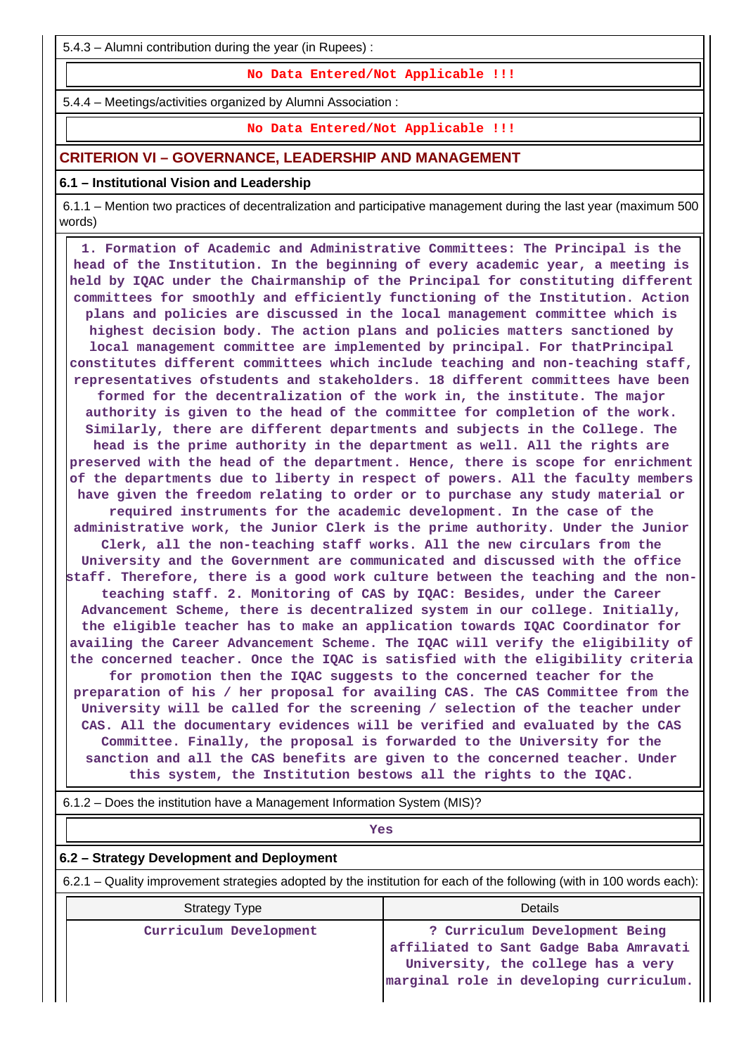5.4.3 – Alumni contribution during the year (in Rupees) :

No Data Entered/Not Applicable !!!

5.4.4 – Meetings/activities organized by Alumni Association :

No Data Entered/Not Applicable !!!

## CRITERION VI – GOVERNANCE, LEADERSHIP AND MANAGEMENT

### 6.1 – Institutional Vision and Leadership

6.1.1 – Mention two practices of decentralization and participative management during the last year (maximum 500 words)

1. Formation of Academic and Administrative Committees: The Principal is the head of the Institution. In the beginning of every academic year, a meeting is held by IQAC under the Chairmanship of the Principal for constituting different committees for smoothly and efficiently functioning of the Institution. Action plans and policies are discussed in the local management committee which is highest decision body. The action plans and policies matters sanctioned by local management committee are implemented by principal. For thatPrincipal constitutes different committees which include teaching and non-teaching staff, representatives ofstudents and stakeholders. 18 different committees have been formed for the decentralization of the work in, the institute. The major authority is given to the head of the committee for completion of the work. Similarly, there are different departments and subjects in the College. The head is the prime authority in the department as well. All the rights are preserved with the head of the department. Hence, there is scope for enrichment of the departments due to liberty in respect of powers. All the faculty members have given the freedom relating to order or to purchase any study material or required instruments for the academic development. In the case of the administrative work, the Junior Clerk is the prime authority. Under the Junior Clerk, all the non-teaching staff works. All the new circulars from the University and the Government are communicated and discussed with the office staff. Therefore, there is a good work culture between the teaching and the non-teaching staff. 2. Monitoring of CAS by IQAC: Besides, under the Career Advancement Scheme, there is decentralized system in our college. Initially, the eligible teacher has to make an application towards IQAC Coordinator for availing the Career Advancement Scheme. The IQAC will verify the eligibility of the concerned teacher. Once the IQAC is satisfied with the eligibility criteria for promotion then the IQAC suggests to the concerned teacher for the preparation of his / her proposal for availing CAS. The CAS Committee from the University will be called for the screening / selection of the teacher under CAS. All the documentary evidences will be verified and evaluated by the CAS Committee. Finally, the proposal is forwarded to the University for the sanction and all the CAS benefits are given to the concerned teacher. Under this system, the Institution bestows all the rights to the IQAC.

6.1.2 – Does the institution have a Management Information System (MIS)?

Yes

### 6.2 – Strategy Development and Deployment

6.2.1 – Quality improvement strategies adopted by the institution for each of the following (with in 100 words each):

| Strategy Type | Details |
|---|---|
| Curriculum Development | ? Curriculum Development Being affiliated to Sant Gadge Baba Amravati University, the college has a very marginal role in developing curriculum. |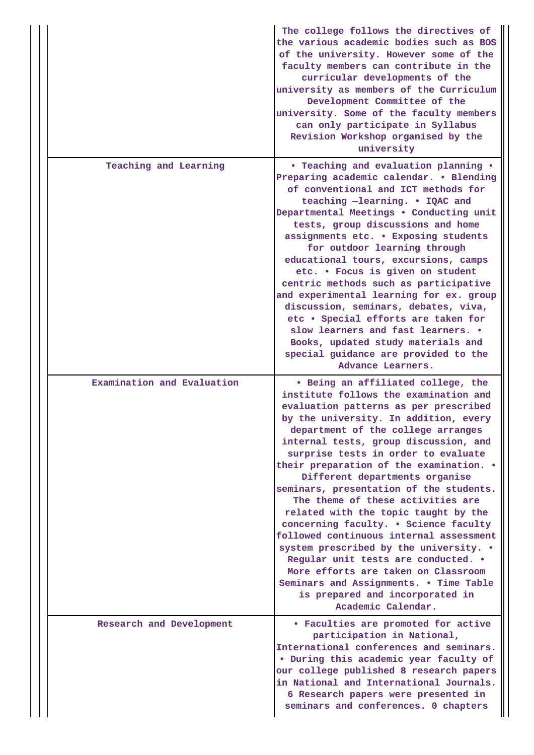| | |
|---|---|
| | The college follows the directives of the various academic bodies such as BOS of the university. However some of the faculty members can contribute in the curricular developments of the university as members of the Curriculum Development Committee of the university. Some of the faculty members can only participate in Syllabus Revision Workshop organised by the university |
| Teaching and Learning | • Teaching and evaluation planning • Preparing academic calendar. • Blending of conventional and ICT methods for teaching –learning. • IQAC and Departmental Meetings • Conducting unit tests, group discussions and home assignments etc. • Exposing students for outdoor learning through educational tours, excursions, camps etc. • Focus is given on student centric methods such as participative and experimental learning for ex. group discussion, seminars, debates, viva, etc • Special efforts are taken for slow learners and fast learners. • Books, updated study materials and special guidance are provided to the Advance Learners. |
| Examination and Evaluation | • Being an affiliated college, the institute follows the examination and evaluation patterns as per prescribed by the university. In addition, every department of the college arranges internal tests, group discussion, and surprise tests in order to evaluate their preparation of the examination. • Different departments organise seminars, presentation of the students. The theme of these activities are related with the topic taught by the concerning faculty. • Science faculty followed continuous internal assessment system prescribed by the university. • Regular unit tests are conducted. • More efforts are taken on Classroom Seminars and Assignments. • Time Table is prepared and incorporated in Academic Calendar. |
| Research and Development | • Faculties are promoted for active participation in National, International conferences and seminars. • During this academic year faculty of our college published 8 research papers in National and International Journals. 6 Research papers were presented in seminars and conferences. 0 chapters |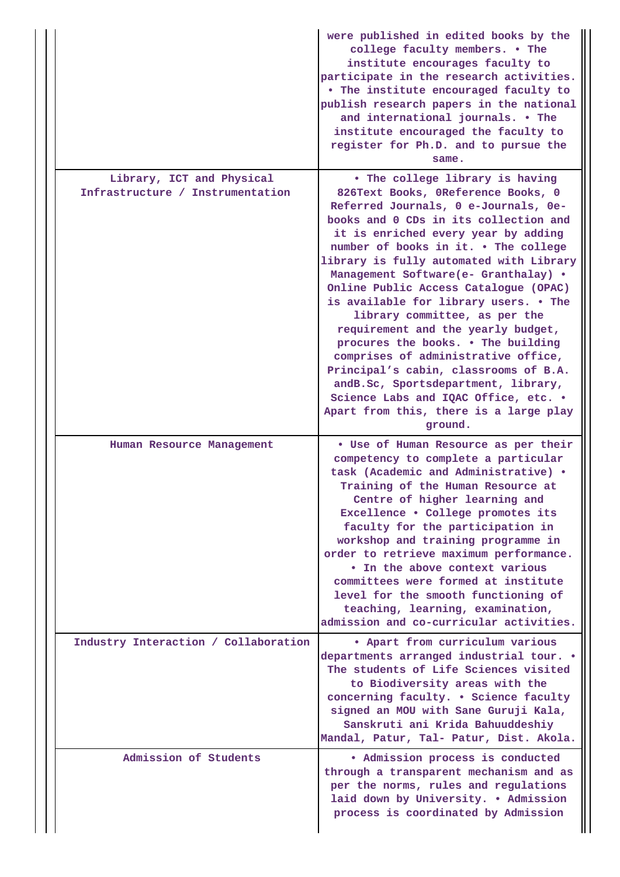| | |
|---|---|
| | were published in edited books by the college faculty members. • The institute encourages faculty to participate in the research activities. • The institute encouraged faculty to publish research papers in the national and international journals. • The institute encouraged the faculty to register for Ph.D. and to pursue the same. |
| Library, ICT and Physical Infrastructure / Instrumentation | • The college library is having 826Text Books, 0Reference Books, 0 Referred Journals, 0 e-Journals, 0e-books and 0 CDs in its collection and it is enriched every year by adding number of books in it. • The college library is fully automated with Library Management Software(e- Granthalay) • Online Public Access Catalogue (OPAC) is available for library users. • The library committee, as per the requirement and the yearly budget, procures the books. • The building comprises of administrative office, Principal's cabin, classrooms of B.A. andB.Sc, Sportsdepartment, library, Science Labs and IQAC Office, etc. • Apart from this, there is a large play ground. |
| Human Resource Management | • Use of Human Resource as per their competency to complete a particular task (Academic and Administrative) • Training of the Human Resource at Centre of higher learning and Excellence • College promotes its faculty for the participation in workshop and training programme in order to retrieve maximum performance. • In the above context various committees were formed at institute level for the smooth functioning of teaching, learning, examination, admission and co-curricular activities. |
| Industry Interaction / Collaboration | • Apart from curriculum various departments arranged industrial tour. • The students of Life Sciences visited to Biodiversity areas with the concerning faculty. • Science faculty signed an MOU with Sane Guruji Kala, Sanskruti ani Krida Bahuuddeshiy Mandal, Patur, Tal- Patur, Dist. Akola. |
| Admission of Students | • Admission process is conducted through a transparent mechanism and as per the norms, rules and regulations laid down by University. • Admission process is coordinated by Admission |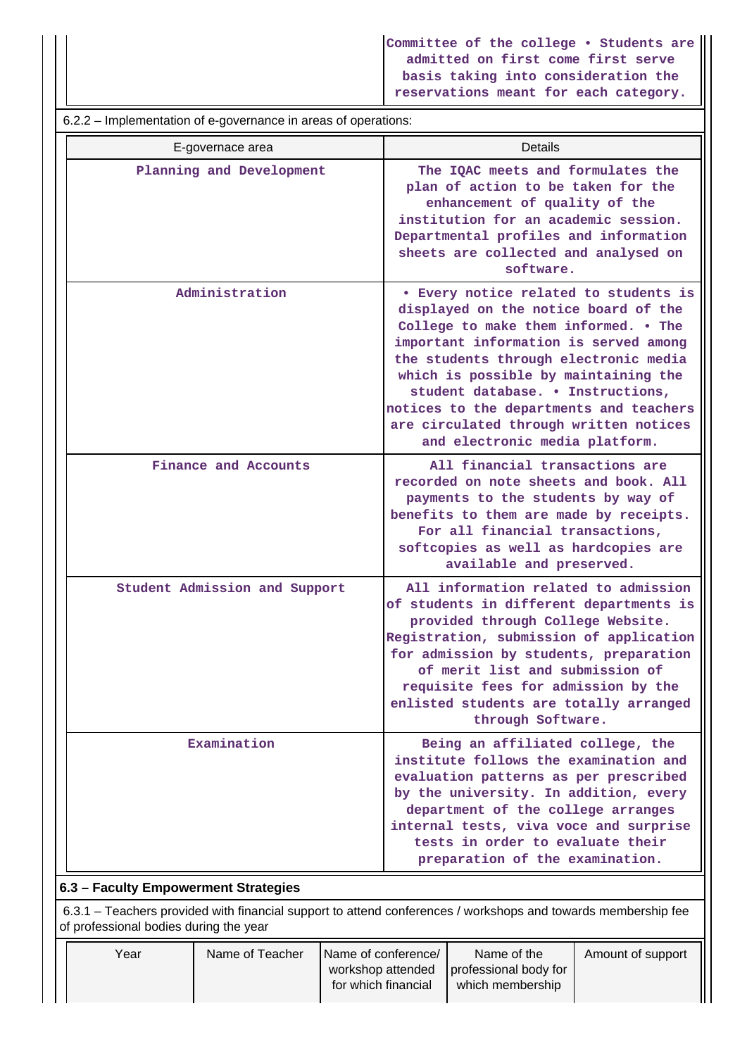| | |
|---|---|
| | Committee of the college • Students are admitted on first come first serve basis taking into consideration the reservations meant for each category. |

6.2.2 – Implementation of e-governance in areas of operations:

| E-governace area | Details |
|---|---|
| Planning and Development | The IQAC meets and formulates the plan of action to be taken for the enhancement of quality of the institution for an academic session. Departmental profiles and information sheets are collected and analysed on software. |
| Administration | • Every notice related to students is displayed on the notice board of the College to make them informed. • The important information is served among the students through electronic media which is possible by maintaining the student database. • Instructions, notices to the departments and teachers are circulated through written notices and electronic media platform. |
| Finance and Accounts | All financial transactions are recorded on note sheets and book. All payments to the students by way of benefits to them are made by receipts. For all financial transactions, softcopies as well as hardcopies are available and preserved. |
| Student Admission and Support | All information related to admission of students in different departments is provided through College Website. Registration, submission of application for admission by students, preparation of merit list and submission of requisite fees for admission by the enlisted students are totally arranged through Software. |
| Examination | Being an affiliated college, the institute follows the examination and evaluation patterns as per prescribed by the university. In addition, every department of the college arranges internal tests, viva voce and surprise tests in order to evaluate their preparation of the examination. |

### 6.3 – Faculty Empowerment Strategies

6.3.1 – Teachers provided with financial support to attend conferences / workshops and towards membership fee of professional bodies during the year

| Year | Name of Teacher | Name of conference/ workshop attended for which financial | Name of the professional body for which membership | Amount of support |
|---|---|---|---|---|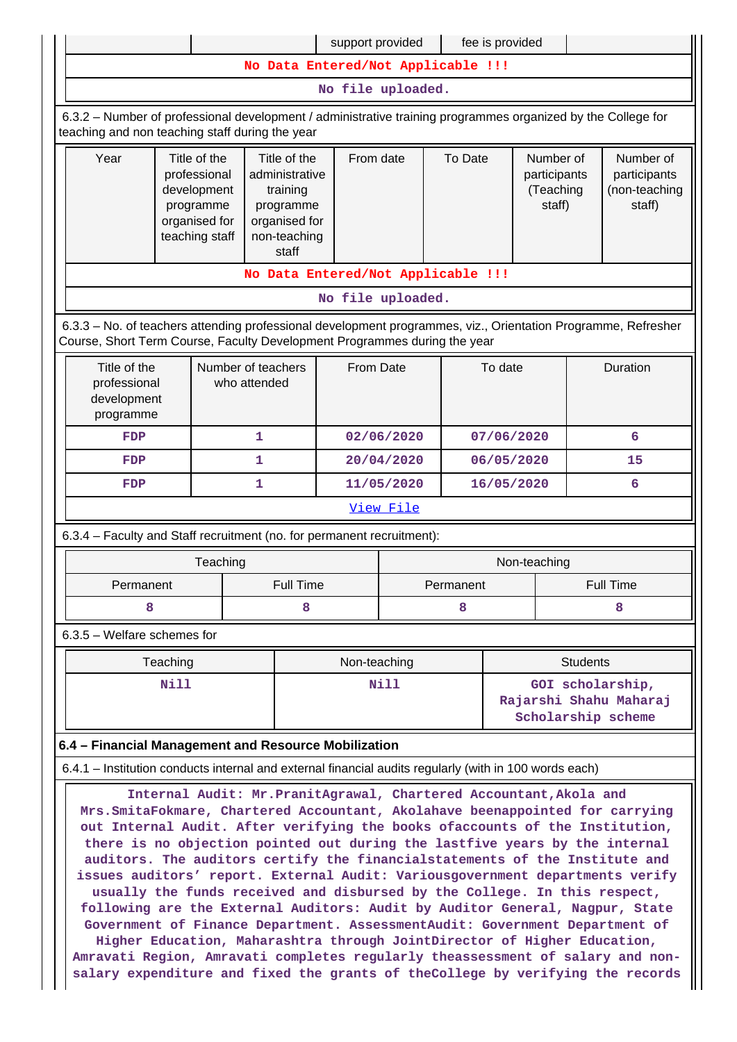| | | support provided | fee is provided | |
|---|---|---|---|---|
| No Data Entered/Not Applicable !!! | | | | |
| No file uploaded. | | | | |

6.3.2 – Number of professional development / administrative training programmes organized by the College for teaching and non teaching staff during the year

| Year | Title of the professional development programme organised for teaching staff | Title of the administrative training programme organised for non-teaching staff | From date | To Date | Number of participants (Teaching staff) | Number of participants (non-teaching staff) |
|---|---|---|---|---|---|---|
| No Data Entered/Not Applicable !!! | | | | | | |
| No file uploaded. | | | | | | |

6.3.3 – No. of teachers attending professional development programmes, viz., Orientation Programme, Refresher Course, Short Term Course, Faculty Development Programmes during the year

| Title of the professional development programme | Number of teachers who attended | From Date | To date | Duration |
|---|---|---|---|---|
| FDP | 1 | 02/06/2020 | 07/06/2020 | 6 |
| FDP | 1 | 20/04/2020 | 06/05/2020 | 15 |
| FDP | 1 | 11/05/2020 | 16/05/2020 | 6 |
| View File | | | | |

6.3.4 – Faculty and Staff recruitment (no. for permanent recruitment):

| Teaching | | Non-teaching | |
|---|---|---|---|
| Permanent | Full Time | Permanent | Full Time |
| 8 | 8 | 8 | 8 |

6.3.5 – Welfare schemes for

| Teaching | Non-teaching | Students |
|---|---|---|
| Nill | Nill | GOI scholarship, Rajarshi Shahu Maharaj Scholarship scheme |

**6.4 – Financial Management and Resource Mobilization**

6.4.1 – Institution conducts internal and external financial audits regularly (with in 100 words each)

Internal Audit: Mr.PranitAgrawal, Chartered Accountant,Akola and Mrs.SmitaFokmare, Chartered Accountant, Akolahave beenappointed for carrying out Internal Audit. After verifying the books ofaccounts of the Institution, there is no objection pointed out during the lastfive years by the internal auditors. The auditors certify the financialstatements of the Institute and issues auditors' report. External Audit: Variousgovernment departments verify usually the funds received and disbursed by the College. In this respect, following are the External Auditors: Audit by Auditor General, Nagpur, State Government of Finance Department. AssessmentAudit: Government Department of Higher Education, Maharashtra through JointDirector of Higher Education, Amravati Region, Amravati completes regularly theassessment of salary and non-salary expenditure and fixed the grants of theCollege by verifying the records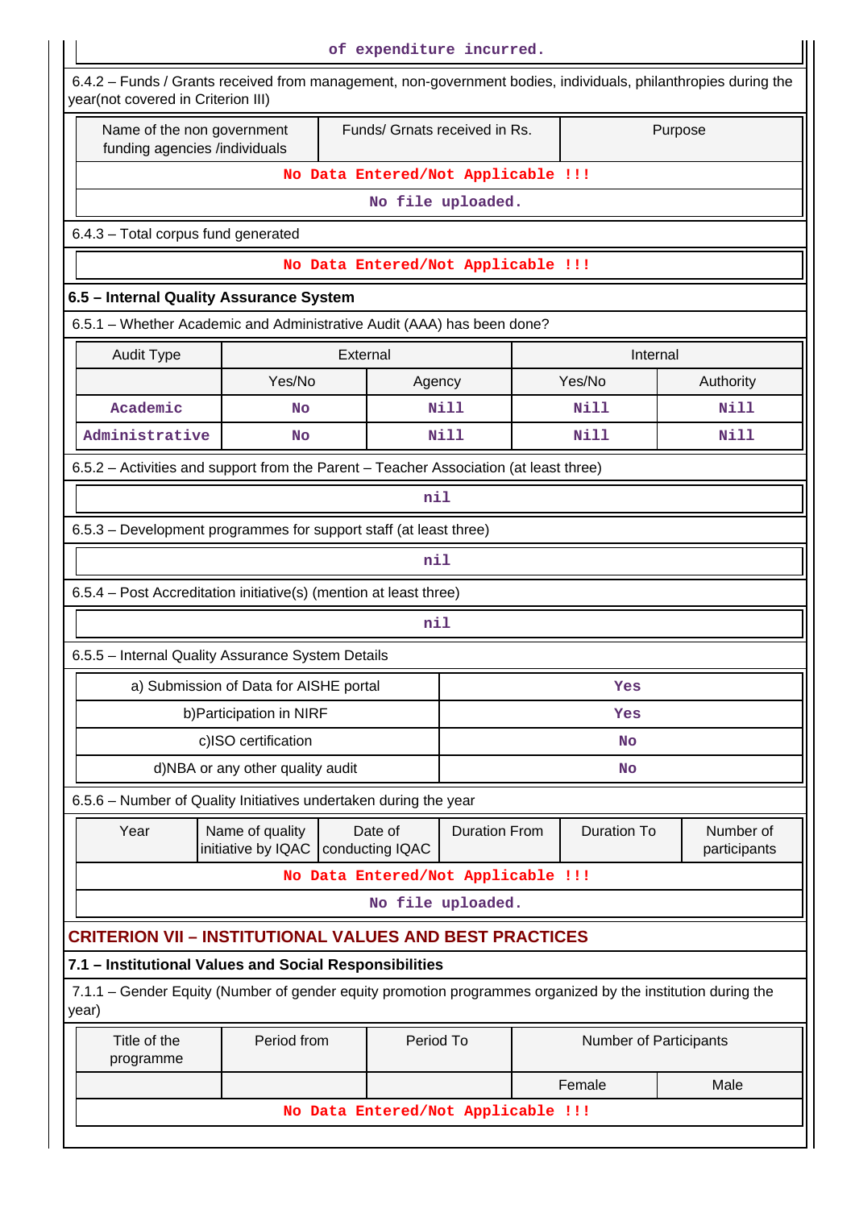of expenditure incurred.

6.4.2 – Funds / Grants received from management, non-government bodies, individuals, philanthropies during the year(not covered in Criterion III)

| Name of the non government funding agencies /individuals | Funds/ Grnats received in Rs. | Purpose |
|---|---|---|
| No Data Entered/Not Applicable !!! | | |
| No file uploaded. | | |

6.4.3 – Total corpus fund generated

No Data Entered/Not Applicable !!!

**6.5 – Internal Quality Assurance System**

6.5.1 – Whether Academic and Administrative Audit (AAA) has been done?

| Audit Type | External | | Internal | |
|---|---|---|---|---|
| | Yes/No | Agency | Yes/No | Authority |
| Academic | No | Nill | Nill | Nill |
| Administrative | No | Nill | Nill | Nill |

6.5.2 – Activities and support from the Parent – Teacher Association (at least three)

nil

6.5.3 – Development programmes for support staff (at least three)

nil

6.5.4 – Post Accreditation initiative(s) (mention at least three)

nil

6.5.5 – Internal Quality Assurance System Details

| | |
|---|---|
| a) Submission of Data for AISHE portal | Yes |
| b)Participation in NIRF | Yes |
| c)ISO certification | No |
| d)NBA or any other quality audit | No |

6.5.6 – Number of Quality Initiatives undertaken during the year

| Year | Name of quality initiative by IQAC | Date of conducting IQAC | Duration From | Duration To | Number of participants |
|---|---|---|---|---|---|
| No Data Entered/Not Applicable !!! | | | | | |
| No file uploaded. | | | | | |

## CRITERION VII – INSTITUTIONAL VALUES AND BEST PRACTICES

**7.1 – Institutional Values and Social Responsibilities**

7.1.1 – Gender Equity (Number of gender equity promotion programmes organized by the institution during the year)

| Title of the programme | Period from | Period To | Number of Participants | |
|---|---|---|---|---|
| | | | Female | Male |
| No Data Entered/Not Applicable !!! | | | | |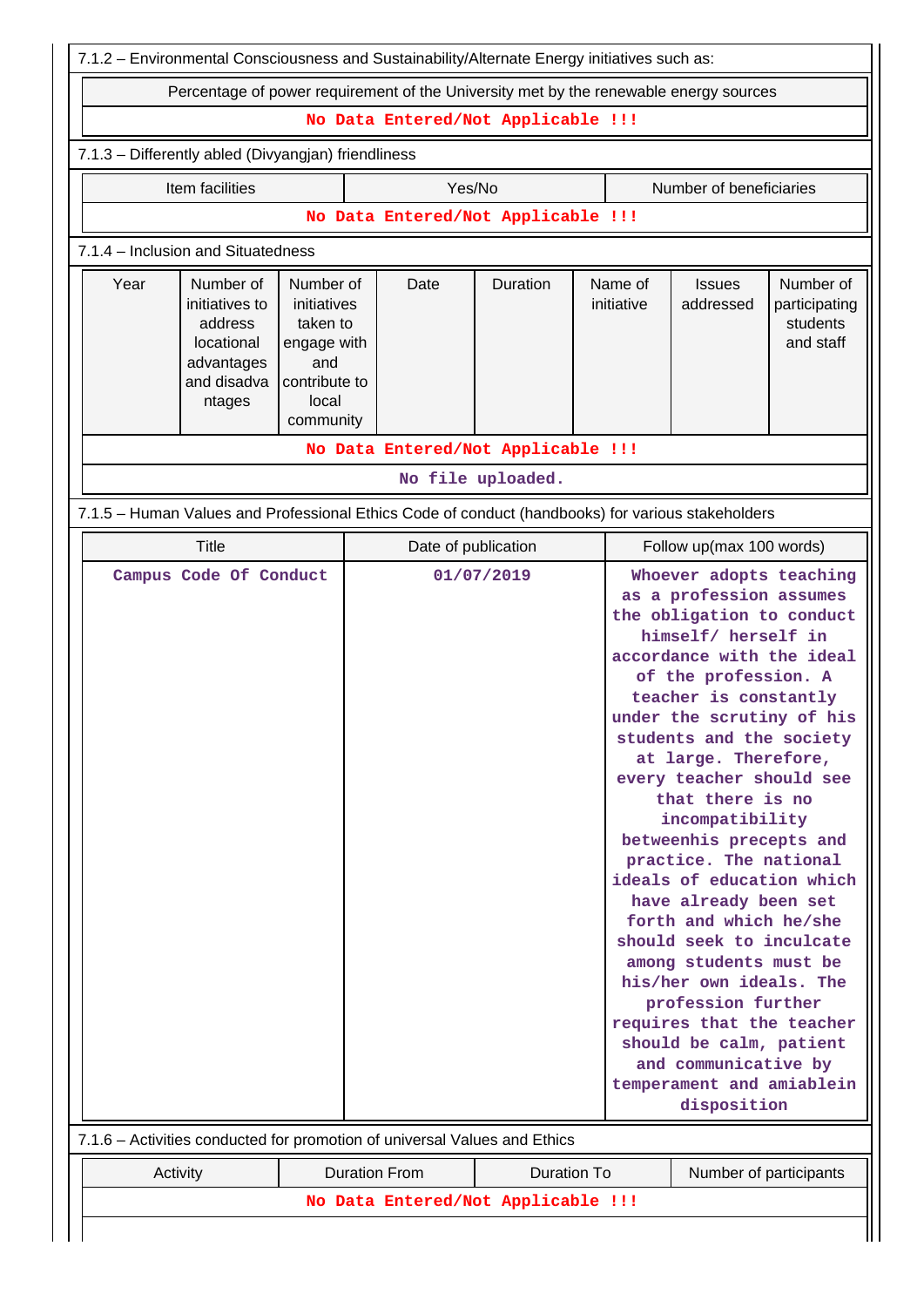7.1.2 – Environmental Consciousness and Sustainability/Alternate Energy initiatives such as:

| Percentage of power requirement of the University met by the renewable energy sources |
|---|
| **No Data Entered/Not Applicable !!!** |

7.1.3 – Differently abled (Divyangjan) friendliness

| Item facilities | Yes/No | Number of beneficiaries |
|---|---|---|
| **No Data Entered/Not Applicable !!!** | | |

7.1.4 – Inclusion and Situatedness

| Year | Number of initiatives to address locational advantages and disadvantages | Number of initiatives taken to engage with and contribute to local community | Date | Duration | Name of initiative | Issues addressed | Number of participating students and staff |
|---|---|---|---|---|---|---|---|
| **No Data Entered/Not Applicable !!!** | | | | | | | |

No file uploaded.

7.1.5 – Human Values and Professional Ethics Code of conduct (handbooks) for various stakeholders

| Title | Date of publication | Follow up(max 100 words) |
|---|---|---|
| Campus Code Of Conduct | 01/07/2019 | Whoever adopts teaching as a profession assumes the obligation to conduct himself/ herself in accordance with the ideal of the profession. A teacher is constantly under the scrutiny of his students and the society at large. Therefore, every teacher should see that there is no incompatibility betweenhis precepts and practice. The national ideals of education which have already been set forth and which he/she should seek to inculcate among students must be his/her own ideals. The profession further requires that the teacher should be calm, patient and communicative by temperament and amiablein disposition |

7.1.6 – Activities conducted for promotion of universal Values and Ethics

| Activity | Duration From | Duration To | Number of participants |
|---|---|---|---|
| **No Data Entered/Not Applicable !!!** | | | |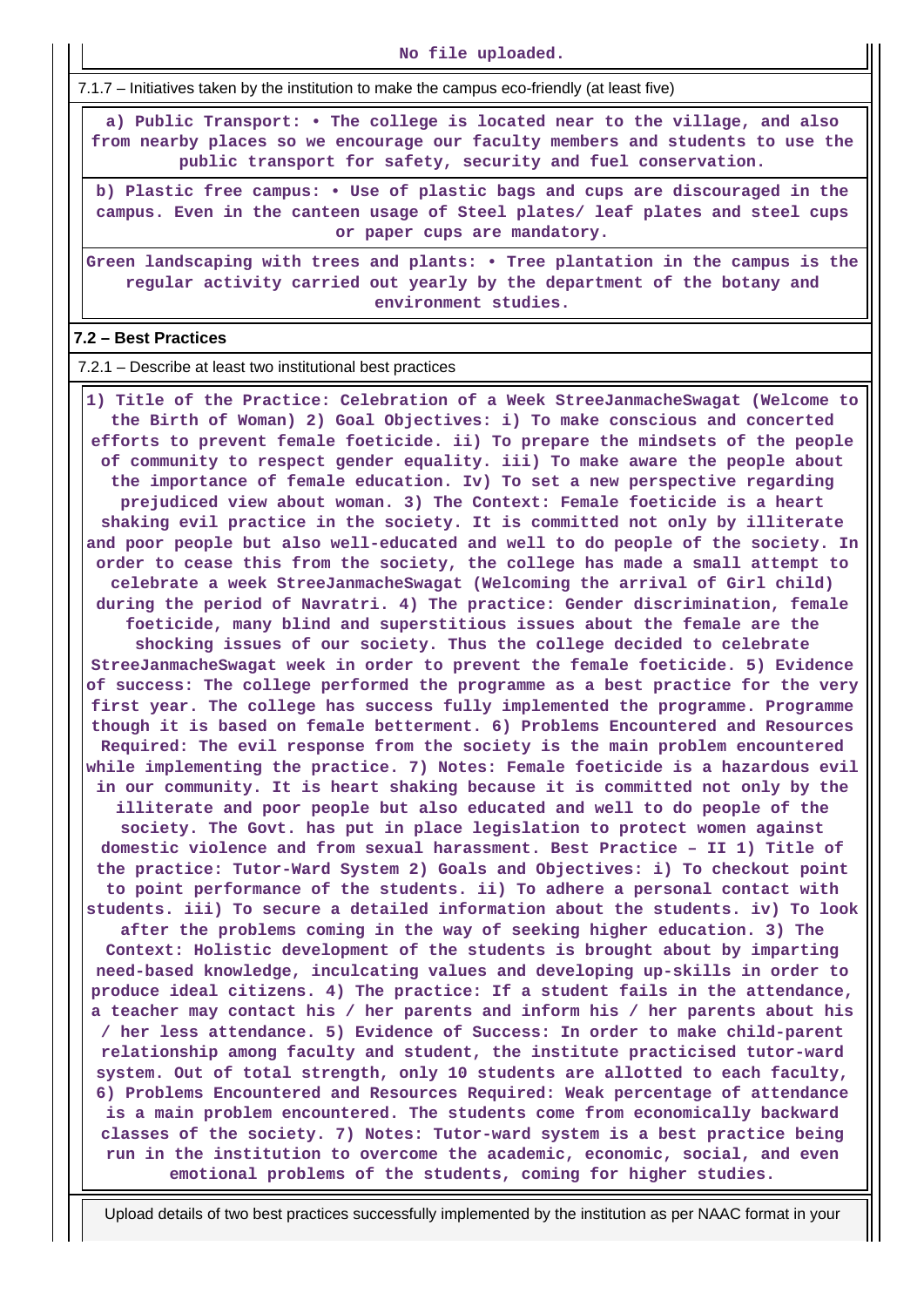No file uploaded.

7.1.7 – Initiatives taken by the institution to make the campus eco-friendly (at least five)

| a) Public Transport: • The college is located near to the village, and also from nearby places so we encourage our faculty members and students to use the public transport for safety, security and fuel conservation. |
|---|
| b) Plastic free campus: • Use of plastic bags and cups are discouraged in the campus. Even in the canteen usage of Steel plates/ leaf plates and steel cups or paper cups are mandatory. |
| Green landscaping with trees and plants: • Tree plantation in the campus is the regular activity carried out yearly by the department of the botany and environment studies. |

**7.2 – Best Practices**

7.2.1 – Describe at least two institutional best practices

1) Title of the Practice: Celebration of a Week StreeJanmacheSwagat (Welcome to the Birth of Woman) 2) Goal Objectives: i) To make conscious and concerted efforts to prevent female foeticide. ii) To prepare the mindsets of the people of community to respect gender equality. iii) To make aware the people about the importance of female education. Iv) To set a new perspective regarding prejudiced view about woman. 3) The Context: Female foeticide is a heart shaking evil practice in the society. It is committed not only by illiterate and poor people but also well-educated and well to do people of the society. In order to cease this from the society, the college has made a small attempt to celebrate a week StreeJanmacheSwagat (Welcoming the arrival of Girl child) during the period of Navratri. 4) The practice: Gender discrimination, female foeticide, many blind and superstitious issues about the female are the shocking issues of our society. Thus the college decided to celebrate StreeJanmacheSwagat week in order to prevent the female foeticide. 5) Evidence of success: The college performed the programme as a best practice for the very first year. The college has success fully implemented the programme. Programme though it is based on female betterment. 6) Problems Encountered and Resources Required: The evil response from the society is the main problem encountered while implementing the practice. 7) Notes: Female foeticide is a hazardous evil in our community. It is heart shaking because it is committed not only by the illiterate and poor people but also educated and well to do people of the society. The Govt. has put in place legislation to protect women against domestic violence and from sexual harassment. Best Practice – II 1) Title of the practice: Tutor-Ward System 2) Goals and Objectives: i) To checkout point to point performance of the students. ii) To adhere a personal contact with students. iii) To secure a detailed information about the students. iv) To look after the problems coming in the way of seeking higher education. 3) The Context: Holistic development of the students is brought about by imparting need-based knowledge, inculcating values and developing up-skills in order to produce ideal citizens. 4) The practice: If a student fails in the attendance, a teacher may contact his / her parents and inform his / her parents about his / her less attendance. 5) Evidence of Success: In order to make child-parent relationship among faculty and student, the institute practicised tutor-ward system. Out of total strength, only 10 students are allotted to each faculty, 6) Problems Encountered and Resources Required: Weak percentage of attendance is a main problem encountered. The students come from economically backward classes of the society. 7) Notes: Tutor-ward system is a best practice being run in the institution to overcome the academic, economic, social, and even emotional problems of the students, coming for higher studies.

Upload details of two best practices successfully implemented by the institution as per NAAC format in your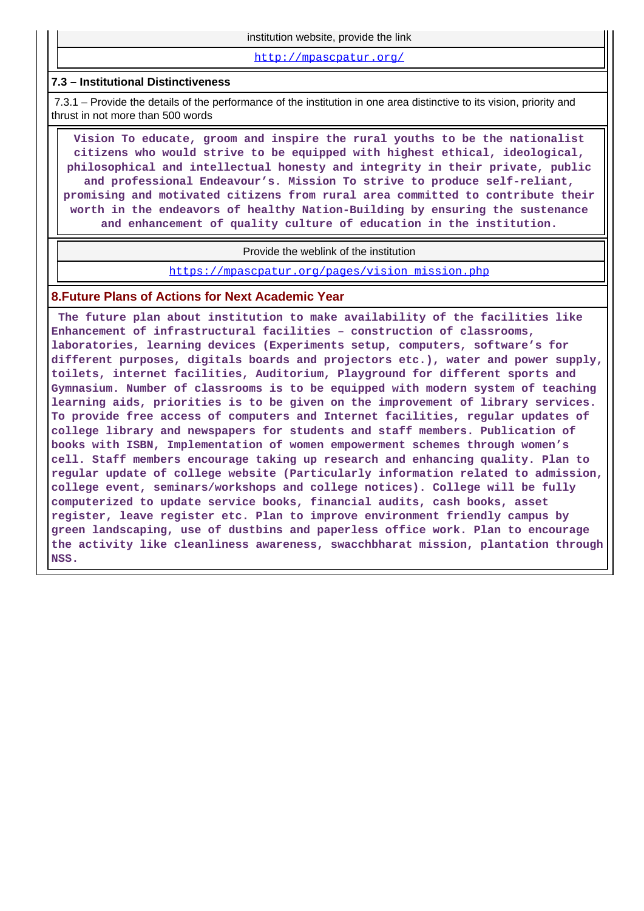institution website, provide the link

http://mpascpatur.org/

### 7.3 – Institutional Distinctiveness

7.3.1 – Provide the details of the performance of the institution in one area distinctive to its vision, priority and thrust in not more than 500 words

**Vision To educate, groom and inspire the rural youths to be the nationalist citizens who would strive to be equipped with highest ethical, ideological, philosophical and intellectual honesty and integrity in their private, public and professional Endeavour's. Mission To strive to produce self-reliant, promising and motivated citizens from rural area committed to contribute their worth in the endeavors of healthy Nation-Building by ensuring the sustenance and enhancement of quality culture of education in the institution.**

Provide the weblink of the institution

https://mpascpatur.org/pages/vision_mission.php

## 8.Future Plans of Actions for Next Academic Year

**The future plan about institution to make availability of the facilities like Enhancement of infrastructural facilities – construction of classrooms, laboratories, learning devices (Experiments setup, computers, software's for different purposes, digitals boards and projectors etc.), water and power supply, toilets, internet facilities, Auditorium, Playground for different sports and Gymnasium. Number of classrooms is to be equipped with modern system of teaching learning aids, priorities is to be given on the improvement of library services. To provide free access of computers and Internet facilities, regular updates of college library and newspapers for students and staff members. Publication of books with ISBN, Implementation of women empowerment schemes through women's cell. Staff members encourage taking up research and enhancing quality. Plan to regular update of college website (Particularly information related to admission, college event, seminars/workshops and college notices). College will be fully computerized to update service books, financial audits, cash books, asset register, leave register etc. Plan to improve environment friendly campus by green landscaping, use of dustbins and paperless office work. Plan to encourage the activity like cleanliness awareness, swacchbharat mission, plantation through NSS.**